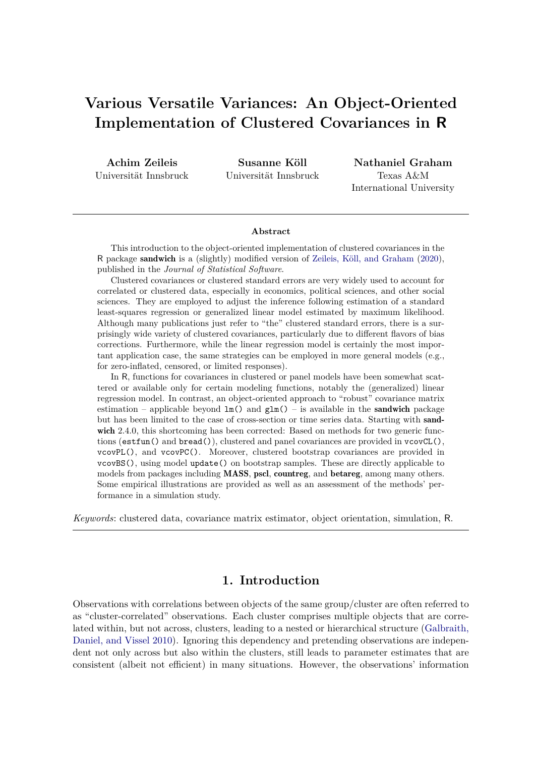# Various Versatile Variances: An Object-Oriented Implementation of Clustered Covariances in R

**Achim Zeileis**
Universität Innsbruck

**Susanne Köll**
Universität Innsbruck

**Nathaniel Graham**
Texas A&M International University

## Abstract

This introduction to the object-oriented implementation of clustered covariances in the R package **sandwich** is a (slightly) modified version of Zeileis, Köll, and Graham (2020), published in the *Journal of Statistical Software*.

Clustered covariances or clustered standard errors are very widely used to account for correlated or clustered data, especially in economics, political sciences, and other social sciences. They are employed to adjust the inference following estimation of a standard least-squares regression or generalized linear model estimated by maximum likelihood. Although many publications just refer to "the" clustered standard errors, there is a surprisingly wide variety of clustered covariances, particularly due to different flavors of bias corrections. Furthermore, while the linear regression model is certainly the most important application case, the same strategies can be employed in more general models (e.g., for zero-inflated, censored, or limited responses).

In R, functions for covariances in clustered or panel models have been somewhat scattered or available only for certain modeling functions, notably the (generalized) linear regression model. In contrast, an object-oriented approach to "robust" covariance matrix estimation – applicable beyond `lm()` and `glm()` – is available in the **sandwich** package but has been limited to the case of cross-section or time series data. Starting with **sandwich** 2.4.0, this shortcoming has been corrected: Based on methods for two generic functions (`estfun()` and `bread()`), clustered and panel covariances are provided in `vcovCL()`, `vcovPL()`, and `vcovPC()`. Moreover, clustered bootstrap covariances are provided in `vcovBS()`, using model `update()` on bootstrap samples. These are directly applicable to models from packages including **MASS**, **pscl**, **countreg**, and **betareg**, among many others. Some empirical illustrations are provided as well as an assessment of the methods' performance in a simulation study.

*Keywords*: clustered data, covariance matrix estimator, object orientation, simulation, R.

## 1. Introduction

Observations with correlations between objects of the same group/cluster are often referred to as "cluster-correlated" observations. Each cluster comprises multiple objects that are correlated within, but not across, clusters, leading to a nested or hierarchical structure (Galbraith, Daniel, and Vissel 2010). Ignoring this dependency and pretending observations are independent not only across but also within the clusters, still leads to parameter estimates that are consistent (albeit not efficient) in many situations. However, the observations' information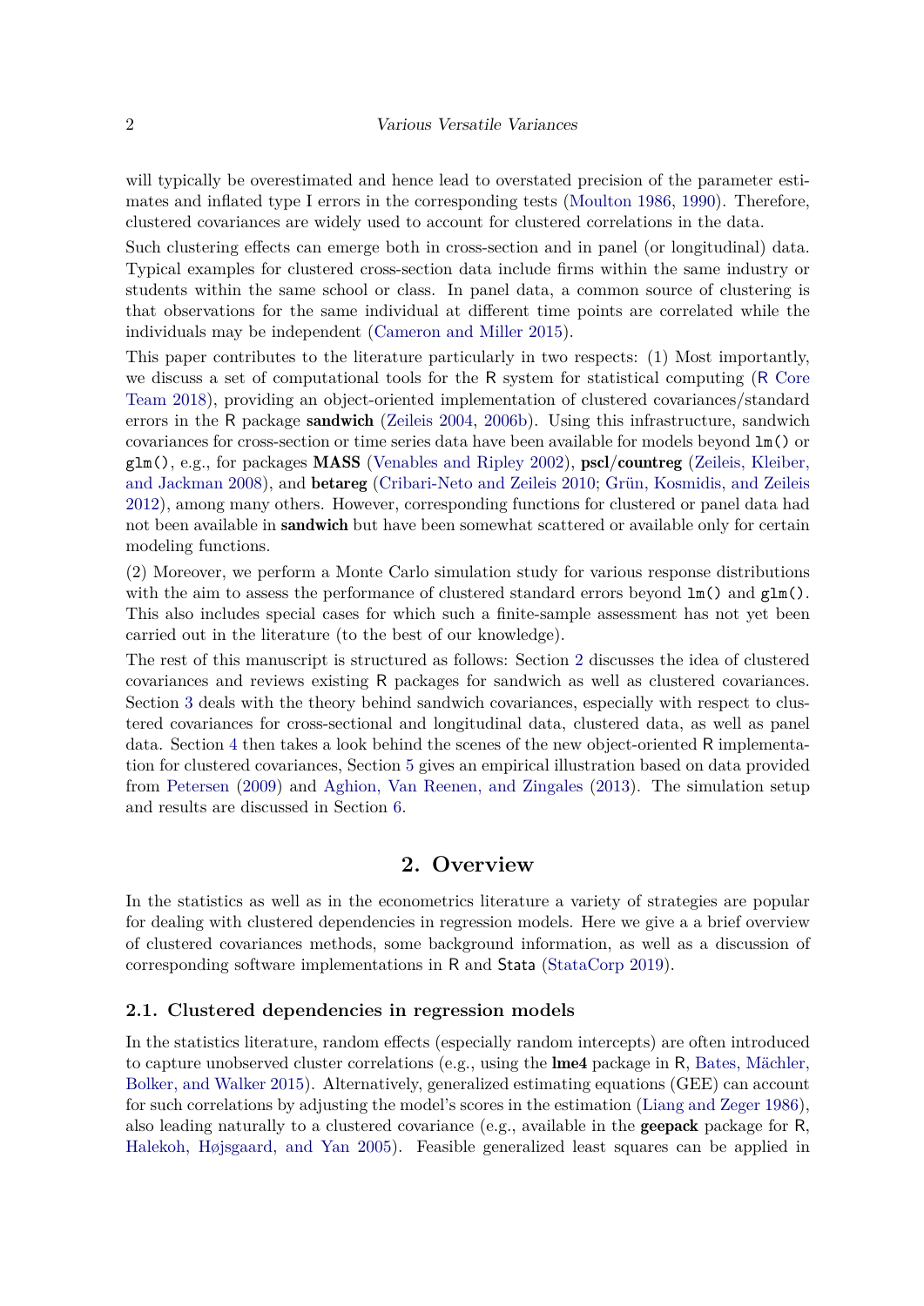will typically be overestimated and hence lead to overstated precision of the parameter estimates and inflated type I errors in the corresponding tests (Moulton 1986, 1990). Therefore, clustered covariances are widely used to account for clustered correlations in the data.

Such clustering effects can emerge both in cross-section and in panel (or longitudinal) data. Typical examples for clustered cross-section data include firms within the same industry or students within the same school or class. In panel data, a common source of clustering is that observations for the same individual at different time points are correlated while the individuals may be independent (Cameron and Miller 2015).

This paper contributes to the literature particularly in two respects: (1) Most importantly, we discuss a set of computational tools for the R system for statistical computing (R Core Team 2018), providing an object-oriented implementation of clustered covariances/standard errors in the R package **sandwich** (Zeileis 2004, 2006b). Using this infrastructure, sandwich covariances for cross-section or time series data have been available for models beyond `lm()` or `glm()`, e.g., for packages **MASS** (Venables and Ripley 2002), **pscl**/**countreg** (Zeileis, Kleiber, and Jackman 2008), and **betareg** (Cribari-Neto and Zeileis 2010; Grün, Kosmidis, and Zeileis 2012), among many others. However, corresponding functions for clustered or panel data had not been available in **sandwich** but have been somewhat scattered or available only for certain modeling functions.

(2) Moreover, we perform a Monte Carlo simulation study for various response distributions with the aim to assess the performance of clustered standard errors beyond `lm()` and `glm()`. This also includes special cases for which such a finite-sample assessment has not yet been carried out in the literature (to the best of our knowledge).

The rest of this manuscript is structured as follows: Section 2 discusses the idea of clustered covariances and reviews existing R packages for sandwich as well as clustered covariances. Section 3 deals with the theory behind sandwich covariances, especially with respect to clustered covariances for cross-sectional and longitudinal data, clustered data, as well as panel data. Section 4 then takes a look behind the scenes of the new object-oriented R implementation for clustered covariances, Section 5 gives an empirical illustration based on data provided from Petersen (2009) and Aghion, Van Reenen, and Zingales (2013). The simulation setup and results are discussed in Section 6.

## 2. Overview

In the statistics as well as in the econometrics literature a variety of strategies are popular for dealing with clustered dependencies in regression models. Here we give a a brief overview of clustered covariances methods, some background information, as well as a discussion of corresponding software implementations in R and Stata (StataCorp 2019).

### 2.1. Clustered dependencies in regression models

In the statistics literature, random effects (especially random intercepts) are often introduced to capture unobserved cluster correlations (e.g., using the **lme4** package in R, Bates, Mächler, Bolker, and Walker 2015). Alternatively, generalized estimating equations (GEE) can account for such correlations by adjusting the model's scores in the estimation (Liang and Zeger 1986), also leading naturally to a clustered covariance (e.g., available in the **geepack** package for R, Halekoh, Højsgaard, and Yan 2005). Feasible generalized least squares can be applied in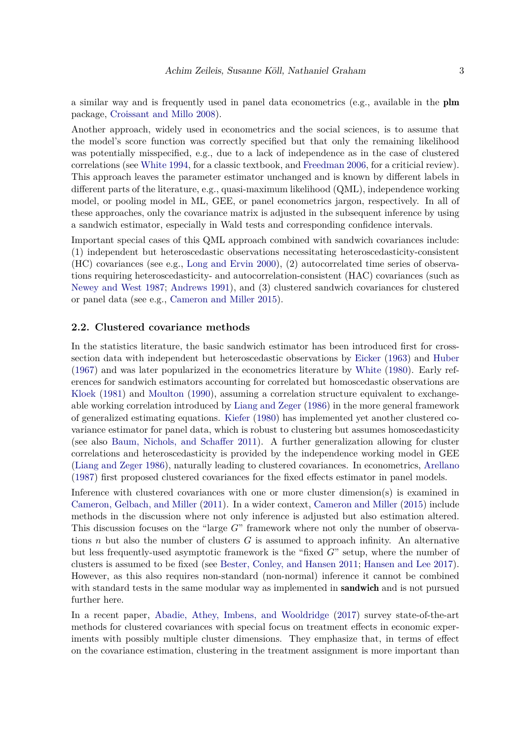a similar way and is frequently used in panel data econometrics (e.g., available in the **plm** package, Croissant and Millo 2008).

Another approach, widely used in econometrics and the social sciences, is to assume that the model's score function was correctly specified but that only the remaining likelihood was potentially misspecified, e.g., due to a lack of independence as in the case of clustered correlations (see White 1994, for a classic textbook, and Freedman 2006, for a criticial review). This approach leaves the parameter estimator unchanged and is known by different labels in different parts of the literature, e.g., quasi-maximum likelihood (QML), independence working model, or pooling model in ML, GEE, or panel econometrics jargon, respectively. In all of these approaches, only the covariance matrix is adjusted in the subsequent inference by using a sandwich estimator, especially in Wald tests and corresponding confidence intervals.

Important special cases of this QML approach combined with sandwich covariances include: (1) independent but heteroscedastic observations necessitating heteroscedasticity-consistent (HC) covariances (see e.g., Long and Ervin 2000), (2) autocorrelated time series of observations requiring heteroscedasticity- and autocorrelation-consistent (HAC) covariances (such as Newey and West 1987; Andrews 1991), and (3) clustered sandwich covariances for clustered or panel data (see e.g., Cameron and Miller 2015).

## 2.2. Clustered covariance methods

In the statistics literature, the basic sandwich estimator has been introduced first for cross-section data with independent but heteroscedastic observations by Eicker (1963) and Huber (1967) and was later popularized in the econometrics literature by White (1980). Early references for sandwich estimators accounting for correlated but homoscedastic observations are Kloek (1981) and Moulton (1990), assuming a correlation structure equivalent to exchangeable working correlation introduced by Liang and Zeger (1986) in the more general framework of generalized estimating equations. Kiefer (1980) has implemented yet another clustered covariance estimator for panel data, which is robust to clustering but assumes homoscedasticity (see also Baum, Nichols, and Schaffer 2011). A further generalization allowing for cluster correlations and heteroscedasticity is provided by the independence working model in GEE (Liang and Zeger 1986), naturally leading to clustered covariances. In econometrics, Arellano (1987) first proposed clustered covariances for the fixed effects estimator in panel models.

Inference with clustered covariances with one or more cluster dimension(s) is examined in Cameron, Gelbach, and Miller (2011). In a wider context, Cameron and Miller (2015) include methods in the discussion where not only inference is adjusted but also estimation altered. This discussion focuses on the "large $G$" framework where not only the number of observations $n$ but also the number of clusters $G$ is assumed to approach infinity. An alternative but less frequently-used asymptotic framework is the "fixed $G$" setup, where the number of clusters is assumed to be fixed (see Bester, Conley, and Hansen 2011; Hansen and Lee 2017). However, as this also requires non-standard (non-normal) inference it cannot be combined with standard tests in the same modular way as implemented in **sandwich** and is not pursued further here.

In a recent paper, Abadie, Athey, Imbens, and Wooldridge (2017) survey state-of-the-art methods for clustered covariances with special focus on treatment effects in economic experiments with possibly multiple cluster dimensions. They emphasize that, in terms of effect on the covariance estimation, clustering in the treatment assignment is more important than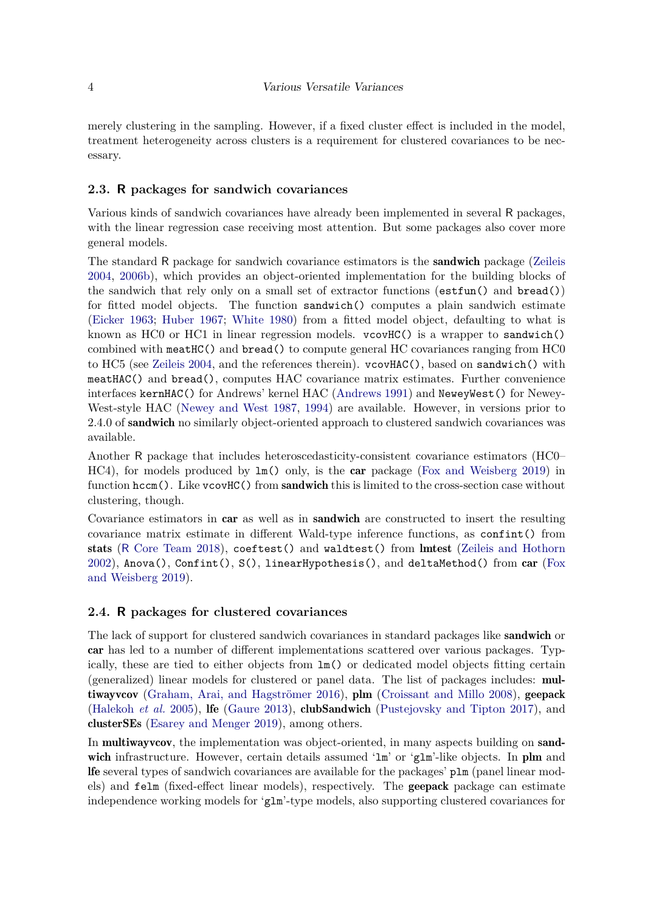merely clustering in the sampling. However, if a fixed cluster effect is included in the model, treatment heterogeneity across clusters is a requirement for clustered covariances to be necessary.

### 2.3. R packages for sandwich covariances

Various kinds of sandwich covariances have already been implemented in several R packages, with the linear regression case receiving most attention. But some packages also cover more general models.

The standard R package for sandwich covariance estimators is the **sandwich** package (Zeileis 2004, 2006b), which provides an object-oriented implementation for the building blocks of the sandwich that rely only on a small set of extractor functions (`estfun()` and `bread()`) for fitted model objects. The function `sandwich()` computes a plain sandwich estimate (Eicker 1963; Huber 1967; White 1980) from a fitted model object, defaulting to what is known as HC0 or HC1 in linear regression models. `vcovHC()` is a wrapper to `sandwich()` combined with `meatHC()` and `bread()` to compute general HC covariances ranging from HC0 to HC5 (see Zeileis 2004, and the references therein). `vcovHAC()`, based on `sandwich()` with `meatHAC()` and `bread()`, computes HAC covariance matrix estimates. Further convenience interfaces `kernHAC()` for Andrews' kernel HAC (Andrews 1991) and `NeweyWest()` for Newey-West-style HAC (Newey and West 1987, 1994) are available. However, in versions prior to 2.4.0 of **sandwich** no similarly object-oriented approach to clustered sandwich covariances was available.

Another R package that includes heteroscedasticity-consistent covariance estimators (HC0–HC4), for models produced by `lm()` only, is the **car** package (Fox and Weisberg 2019) in function `hccm()`. Like `vcovHC()` from **sandwich** this is limited to the cross-section case without clustering, though.

Covariance estimators in **car** as well as in **sandwich** are constructed to insert the resulting covariance matrix estimate in different Wald-type inference functions, as `confint()` from **stats** (R Core Team 2018), `coeftest()` and `waldtest()` from **lmtest** (Zeileis and Hothorn 2002), `Anova()`, `Confint()`, `S()`, `linearHypothesis()`, and `deltaMethod()` from **car** (Fox and Weisberg 2019).

### 2.4. R packages for clustered covariances

The lack of support for clustered sandwich covariances in standard packages like **sandwich** or **car** has led to a number of different implementations scattered over various packages. Typically, these are tied to either objects from `lm()` or dedicated model objects fitting certain (generalized) linear models for clustered or panel data. The list of packages includes: **multiwayvcov** (Graham, Arai, and Hagströmer 2016), **plm** (Croissant and Millo 2008), **geepack** (Halekoh *et al.* 2005), **lfe** (Gaure 2013), **clubSandwich** (Pustejovsky and Tipton 2017), and **clusterSEs** (Esarey and Menger 2019), among others.

In **multiwayvcov**, the implementation was object-oriented, in many aspects building on **sandwich** infrastructure. However, certain details assumed '`lm`' or '`glm`'-like objects. In **plm** and **lfe** several types of sandwich covariances are available for the packages' `plm` (panel linear models) and `felm` (fixed-effect linear models), respectively. The **geepack** package can estimate independence working models for '`glm`'-type models, also supporting clustered covariances for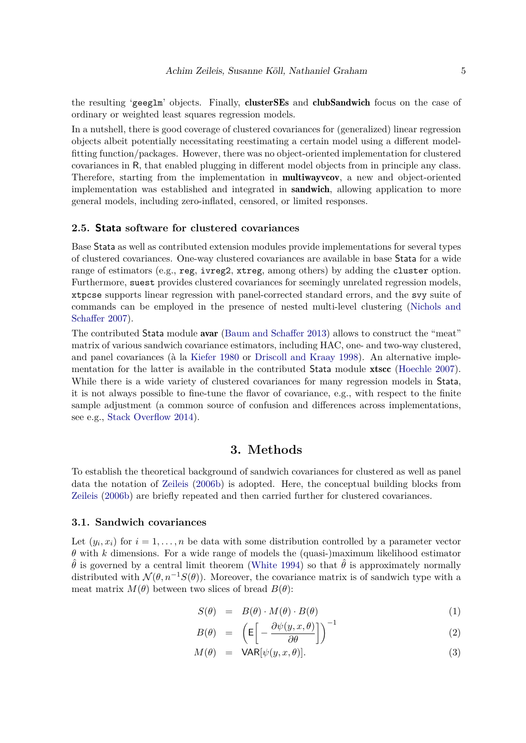the resulting 'geeglm' objects. Finally, **clusterSEs** and **clubSandwich** focus on the case of ordinary or weighted least squares regression models.

In a nutshell, there is good coverage of clustered covariances for (generalized) linear regression objects albeit potentially necessitating reestimating a certain model using a different model-fitting function/packages. However, there was no object-oriented implementation for clustered covariances in R, that enabled plugging in different model objects from in principle any class. Therefore, starting from the implementation in **multiwayvcov**, a new and object-oriented implementation was established and integrated in **sandwich**, allowing application to more general models, including zero-inflated, censored, or limited responses.

### 2.5. Stata software for clustered covariances

Base Stata as well as contributed extension modules provide implementations for several types of clustered covariances. One-way clustered covariances are available in base Stata for a wide range of estimators (e.g., `reg`, `ivreg2`, `xtreg`, among others) by adding the `cluster` option. Furthermore, `suest` provides clustered covariances for seemingly unrelated regression models, `xtpcse` supports linear regression with panel-corrected standard errors, and the `svy` suite of commands can be employed in the presence of nested multi-level clustering (Nichols and Schaffer 2007).

The contributed Stata module **avar** (Baum and Schaffer 2013) allows to construct the "meat" matrix of various sandwich covariance estimators, including HAC, one- and two-way clustered, and panel covariances (à la Kiefer 1980 or Driscoll and Kraay 1998). An alternative implementation for the latter is available in the contributed Stata module **xtscc** (Hoechle 2007). While there is a wide variety of clustered covariances for many regression models in Stata, it is not always possible to fine-tune the flavor of covariance, e.g., with respect to the finite sample adjustment (a common source of confusion and differences across implementations, see e.g., Stack Overflow 2014).

## 3. Methods

To establish the theoretical background of sandwich covariances for clustered as well as panel data the notation of Zeileis (2006b) is adopted. Here, the conceptual building blocks from Zeileis (2006b) are briefly repeated and then carried further for clustered covariances.

### 3.1. Sandwich covariances

Let $(y_i, x_i)$ for $i = 1, \dots, n$ be data with some distribution controlled by a parameter vector $\theta$ with $k$ dimensions. For a wide range of models the (quasi-)maximum likelihood estimator $\hat{\theta}$ is governed by a central limit theorem (White 1994) so that $\hat{\theta}$ is approximately normally distributed with $\mathcal{N}(\theta, n^{-1}S(\theta))$. Moreover, the covariance matrix is of sandwich type with a meat matrix $M(\theta)$ between two slices of bread $B(\theta)$:

$$S(\theta) = B(\theta) \cdot M(\theta) \cdot B(\theta) \tag{1}$$

$$B(\theta) = \left( \mathsf{E}\left[ - \frac{\partial \psi(y, x, \theta)}{\partial \theta} \right] \right)^{-1} \tag{2}$$

$$M(\theta) = \mathsf{VAR}[\psi(y, x, \theta)]. \tag{3}$$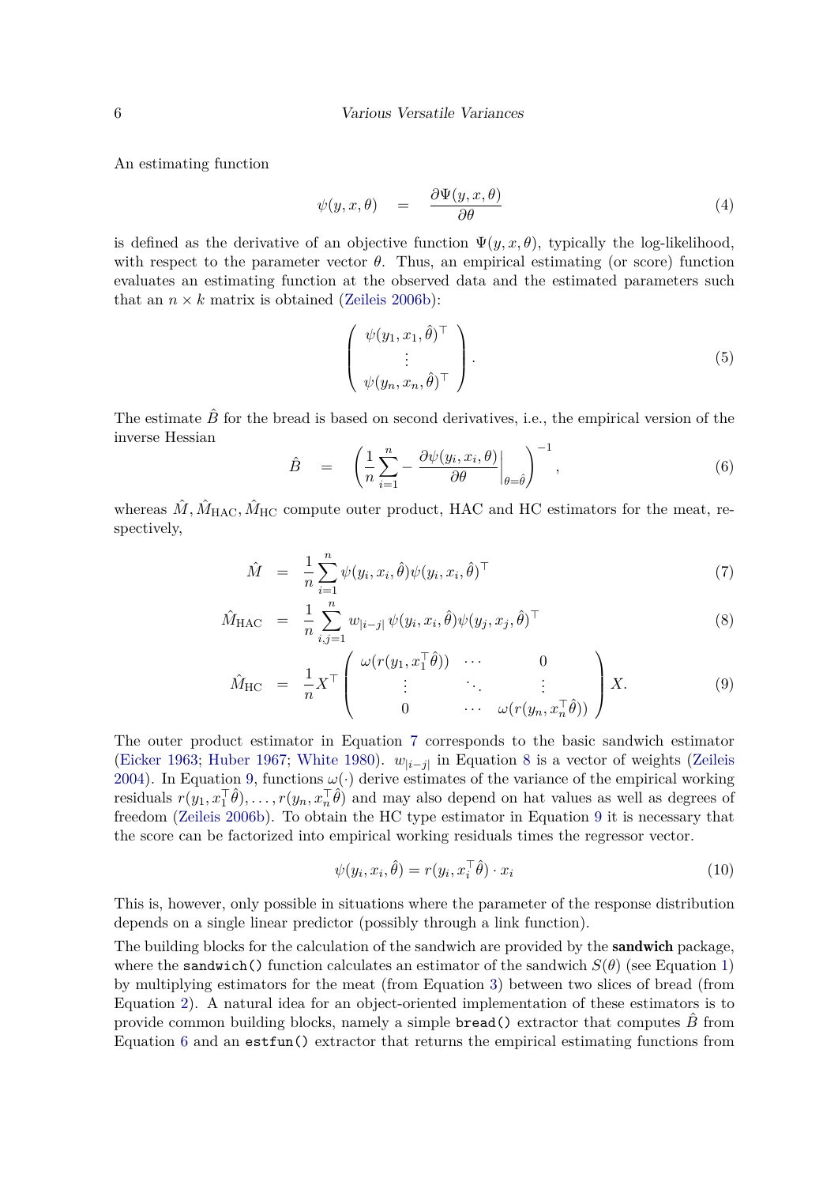An estimating function

$$\psi(y, x, \theta) \quad = \quad \frac{\partial \Psi(y, x, \theta)}{\partial \theta} \tag{4}$$

is defined as the derivative of an objective function $\Psi(y, x, \theta)$, typically the log-likelihood, with respect to the parameter vector $\theta$. Thus, an empirical estimating (or score) function evaluates an estimating function at the observed data and the estimated parameters such that an $n \times k$ matrix is obtained (Zeileis 2006b):

$$\begin{pmatrix} \psi(y_1, x_1, \hat{\theta})^\top \\ \vdots \\ \psi(y_n, x_n, \hat{\theta})^\top \end{pmatrix}. \tag{5}$$

The estimate $\hat{B}$ for the bread is based on second derivatives, i.e., the empirical version of the inverse Hessian

$$\hat{B} \quad = \quad \left( \frac{1}{n} \sum_{i=1}^{n} - \left. \frac{\partial \psi(y_i, x_i, \theta)}{\partial \theta} \right|_{\theta = \hat{\theta}} \right)^{-1}, \tag{6}$$

whereas $\hat{M}, \hat{M}_{\text{HAC}}, \hat{M}_{\text{HC}}$ compute outer product, HAC and HC estimators for the meat, respectively,

$$\hat{M} \quad = \quad \frac{1}{n} \sum_{i=1}^{n} \psi(y_i, x_i, \hat{\theta}) \psi(y_i, x_i, \hat{\theta})^\top \tag{7}$$

$$\hat{M}_{\text{HAC}} \quad = \quad \frac{1}{n} \sum_{i,j=1}^{n} w_{|i-j|} \, \psi(y_i, x_i, \hat{\theta}) \psi(y_j, x_j, \hat{\theta})^\top \tag{8}$$

$$\hat{M}_{\text{HC}} \quad = \quad \frac{1}{n} X^\top \begin{pmatrix} \omega(r(y_1, x_1^\top \hat{\theta})) & \cdots & 0 \\ \vdots & \ddots & \vdots \\ 0 & \cdots & \omega(r(y_n, x_n^\top \hat{\theta})) \end{pmatrix} X. \tag{9}$$

The outer product estimator in Equation 7 corresponds to the basic sandwich estimator (Eicker 1963; Huber 1967; White 1980). $w_{|i-j|}$ in Equation 8 is a vector of weights (Zeileis 2004). In Equation 9, functions $\omega(\cdot)$ derive estimates of the variance of the empirical working residuals $r(y_1, x_1^\top \hat{\theta}), \ldots, r(y_n, x_n^\top \hat{\theta})$ and may also depend on hat values as well as degrees of freedom (Zeileis 2006b). To obtain the HC type estimator in Equation 9 it is necessary that the score can be factorized into empirical working residuals times the regressor vector.

$$\psi(y_i, x_i, \hat{\theta}) = r(y_i, x_i^\top \hat{\theta}) \cdot x_i \tag{10}$$

This is, however, only possible in situations where the parameter of the response distribution depends on a single linear predictor (possibly through a link function).

The building blocks for the calculation of the sandwich are provided by the **sandwich** package, where the `sandwich()` function calculates an estimator of the sandwich $S(\theta)$ (see Equation 1) by multiplying estimators for the meat (from Equation 3) between two slices of bread (from Equation 2). A natural idea for an object-oriented implementation of these estimators is to provide common building blocks, namely a simple `bread()` extractor that computes $\hat{B}$ from Equation 6 and an `estfun()` extractor that returns the empirical estimating functions from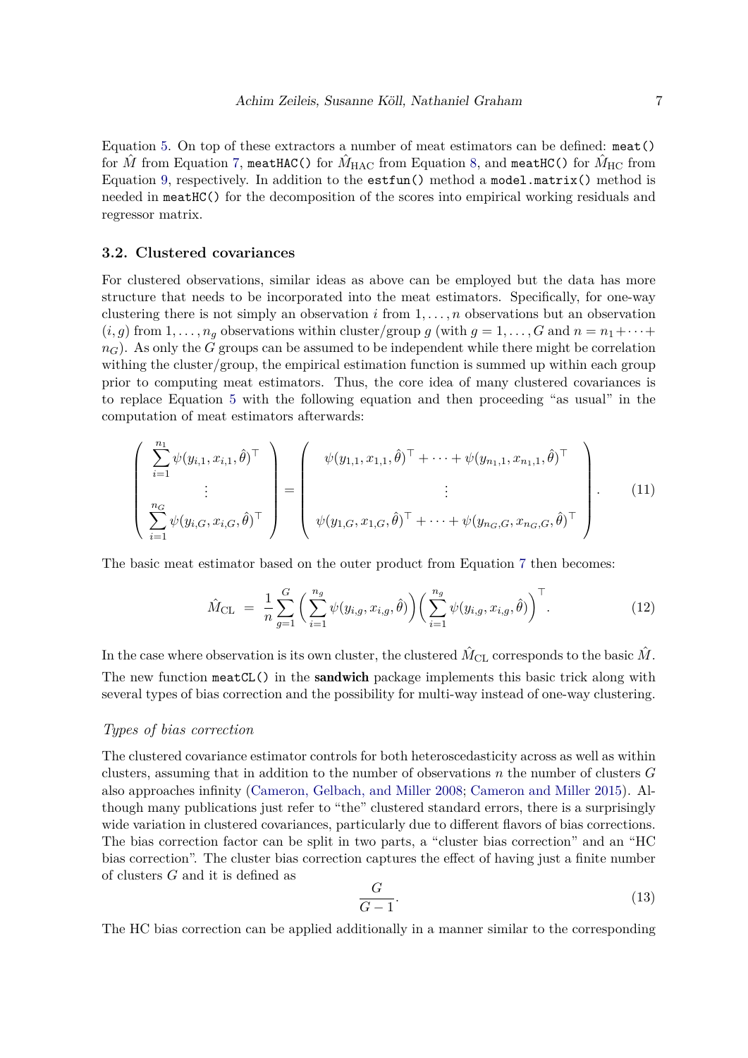Equation 5. On top of these extractors a number of meat estimators can be defined: `meat()` for $\hat{M}$ from Equation 7, `meatHAC()` for $\hat{M}_{\text{HAC}}$ from Equation 8, and `meatHC()` for $\hat{M}_{\text{HC}}$ from Equation 9, respectively. In addition to the `estfun()` method a `model.matrix()` method is needed in `meatHC()` for the decomposition of the scores into empirical working residuals and regressor matrix.

### 3.2. Clustered covariances

For clustered observations, similar ideas as above can be employed but the data has more structure that needs to be incorporated into the meat estimators. Specifically, for one-way clustering there is not simply an observation $i$ from $1, \dots, n$ observations but an observation $(i, g)$ from $1, \dots, n_g$ observations within cluster/group $g$ (with $g = 1, \dots, G$ and $n = n_1 + \dots + n_G$). As only the $G$ groups can be assumed to be independent while there might be correlation withing the cluster/group, the empirical estimation function is summed up within each group prior to computing meat estimators. Thus, the core idea of many clustered covariances is to replace Equation 5 with the following equation and then proceeding "as usual" in the computation of meat estimators afterwards:

$$\begin{pmatrix} \sum_{i=1}^{n_1} \psi(y_{i,1}, x_{i,1}, \hat{\theta})^\top \\ \vdots \\ \sum_{i=1}^{n_G} \psi(y_{i,G}, x_{i,G}, \hat{\theta})^\top \end{pmatrix} = \begin{pmatrix} \psi(y_{1,1}, x_{1,1}, \hat{\theta})^\top + \dots + \psi(y_{n_1,1}, x_{n_1,1}, \hat{\theta})^\top \\ \vdots \\ \psi(y_{1,G}, x_{1,G}, \hat{\theta})^\top + \dots + \psi(y_{n_G,G}, x_{n_G,G}, \hat{\theta})^\top \end{pmatrix}. \tag{11}$$

The basic meat estimator based on the outer product from Equation 7 then becomes:

$$\hat{M}_{\text{CL}} = \frac{1}{n} \sum_{g=1}^{G} \Big( \sum_{i=1}^{n_g} \psi(y_{i,g}, x_{i,g}, \hat{\theta}) \Big) \Big( \sum_{i=1}^{n_g} \psi(y_{i,g}, x_{i,g}, \hat{\theta}) \Big)^\top. \tag{12}$$

In the case where observation is its own cluster, the clustered $\hat{M}_{\text{CL}}$ corresponds to the basic $\hat{M}$.

The new function `meatCL()` in the **sandwich** package implements this basic trick along with several types of bias correction and the possibility for multi-way instead of one-way clustering.

#### *Types of bias correction*

The clustered covariance estimator controls for both heteroscedasticity across as well as within clusters, assuming that in addition to the number of observations $n$ the number of clusters $G$ also approaches infinity (Cameron, Gelbach, and Miller 2008; Cameron and Miller 2015). Although many publications just refer to "the" clustered standard errors, there is a surprisingly wide variation in clustered covariances, particularly due to different flavors of bias corrections. The bias correction factor can be split in two parts, a "cluster bias correction" and an "HC bias correction". The cluster bias correction captures the effect of having just a finite number of clusters $G$ and it is defined as

$$\frac{G}{G-1}. \tag{13}$$

The HC bias correction can be applied additionally in a manner similar to the corresponding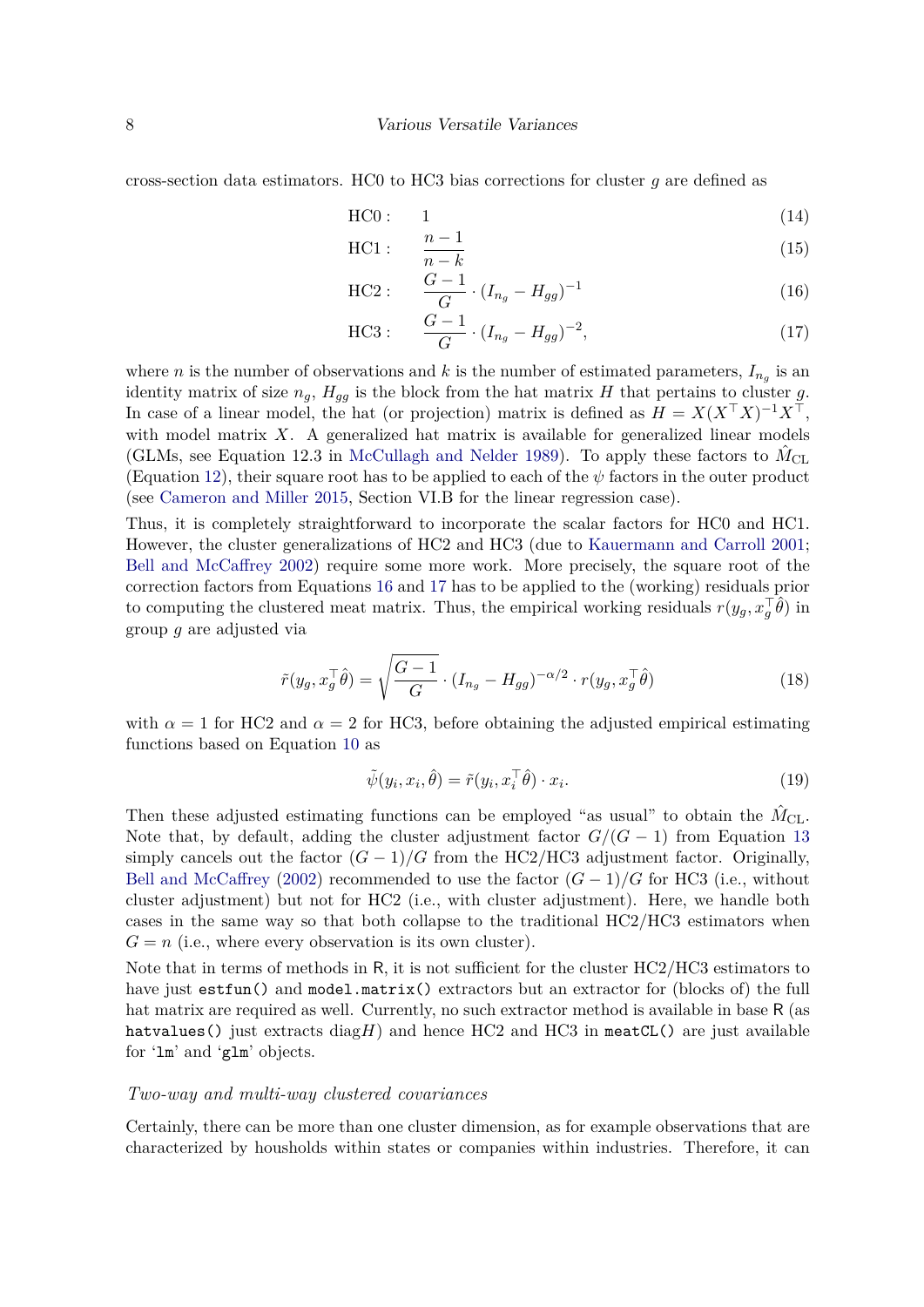cross-section data estimators. HC0 to HC3 bias corrections for cluster $g$ are defined as

$$\text{HC0}: \quad 1 \tag{14}$$

$$\text{HC1}: \quad \frac{n-1}{n-k} \tag{15}$$

$$\text{HC2}: \quad \frac{G-1}{G} \cdot (I_{n_g} - H_{gg})^{-1} \tag{16}$$

$$\text{HC3}: \quad \frac{G-1}{G} \cdot (I_{n_g} - H_{gg})^{-2}, \tag{17}$$

where $n$ is the number of observations and $k$ is the number of estimated parameters, $I_{n_g}$ is an identity matrix of size $n_g$, $H_{gg}$ is the block from the hat matrix $H$ that pertains to cluster $g$. In case of a linear model, the hat (or projection) matrix is defined as $H = X(X^\top X)^{-1} X^\top$, with model matrix $X$. A generalized hat matrix is available for generalized linear models (GLMs, see Equation 12.3 in McCullagh and Nelder 1989). To apply these factors to $\hat{M}_{\text{CL}}$ (Equation 12), their square root has to be applied to each of the $\psi$ factors in the outer product (see Cameron and Miller 2015, Section VI.B for the linear regression case).

Thus, it is completely straightforward to incorporate the scalar factors for HC0 and HC1. However, the cluster generalizations of HC2 and HC3 (due to Kauermann and Carroll 2001; Bell and McCaffrey 2002) require some more work. More precisely, the square root of the correction factors from Equations 16 and 17 has to be applied to the (working) residuals prior to computing the clustered meat matrix. Thus, the empirical working residuals $r(y_g, x_g^\top \hat{\theta})$ in group $g$ are adjusted via

$$\tilde{r}(y_g, x_g^\top \hat{\theta}) = \sqrt{\frac{G-1}{G}} \cdot (I_{n_g} - H_{gg})^{-\alpha/2} \cdot r(y_g, x_g^\top \hat{\theta}) \tag{18}$$

with $\alpha = 1$ for HC2 and $\alpha = 2$ for HC3, before obtaining the adjusted empirical estimating functions based on Equation 10 as

$$\tilde{\psi}(y_i, x_i, \hat{\theta}) = \tilde{r}(y_i, x_i^\top \hat{\theta}) \cdot x_i. \tag{19}$$

Then these adjusted estimating functions can be employed "as usual" to obtain the $\hat{M}_{\text{CL}}$. Note that, by default, adding the cluster adjustment factor $G/(G-1)$ from Equation 13 simply cancels out the factor $(G-1)/G$ from the HC2/HC3 adjustment factor. Originally, Bell and McCaffrey (2002) recommended to use the factor $(G-1)/G$ for HC3 (i.e., without cluster adjustment) but not for HC2 (i.e., with cluster adjustment). Here, we handle both cases in the same way so that both collapse to the traditional HC2/HC3 estimators when $G = n$ (i.e., where every observation is its own cluster).

Note that in terms of methods in R, it is not sufficient for the cluster HC2/HC3 estimators to have just `estfun()` and `model.matrix()` extractors but an extractor for (blocks of) the full hat matrix are required as well. Currently, no such extractor method is available in base R (as `hatvalues()` just extracts $\text{diag}H$) and hence HC2 and HC3 in `meatCL()` are just available for '`lm`' and '`glm`' objects.

### *Two-way and multi-way clustered covariances*

Certainly, there can be more than one cluster dimension, as for example observations that are characterized by housholds within states or companies within industries. Therefore, it can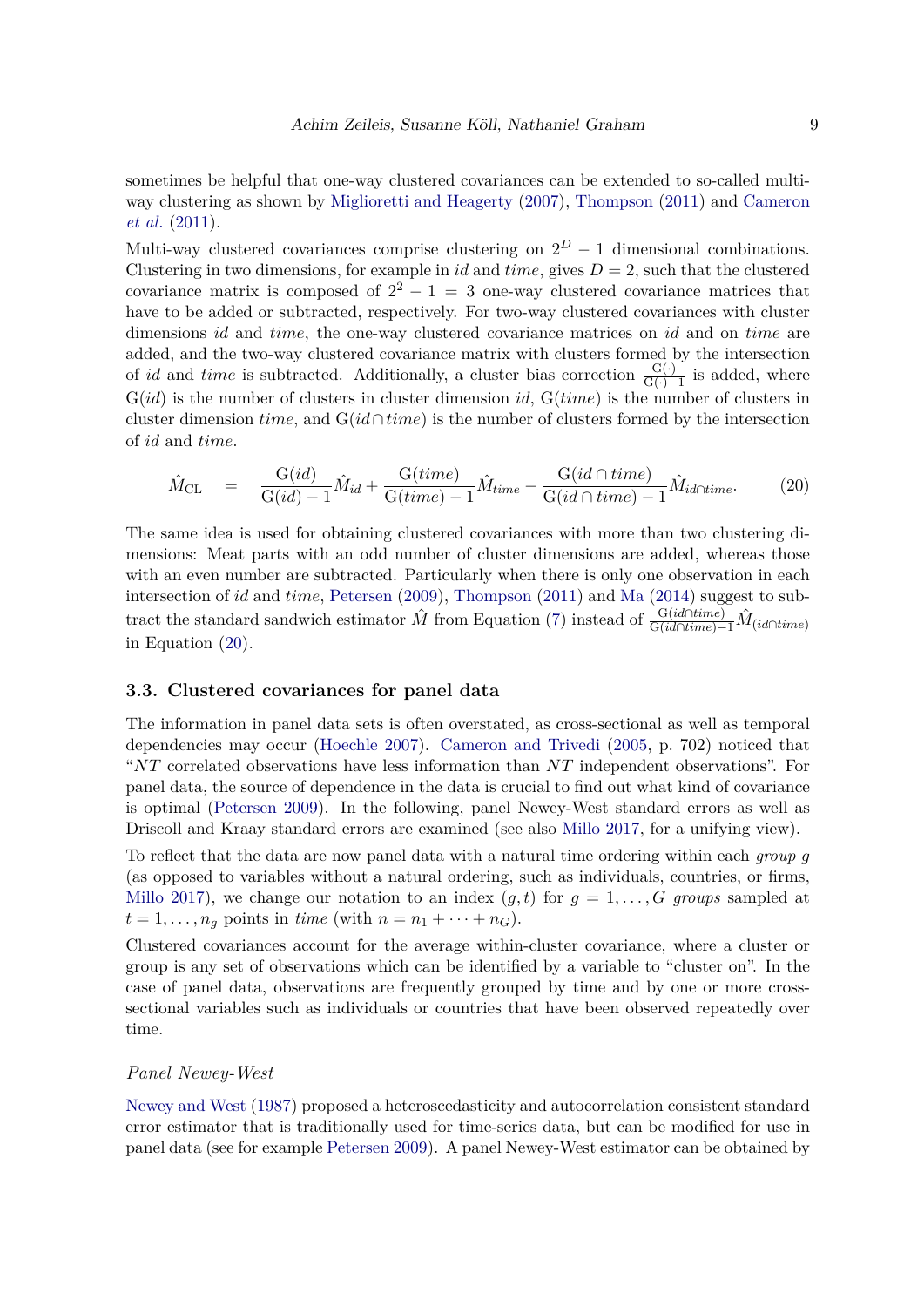sometimes be helpful that one-way clustered covariances can be extended to so-called multi-way clustering as shown by Miglioretti and Heagerty (2007), Thompson (2011) and Cameron *et al.* (2011).

Multi-way clustered covariances comprise clustering on $2^D - 1$ dimensional combinations. Clustering in two dimensions, for example in *id* and *time*, gives $D = 2$, such that the clustered covariance matrix is composed of $2^2 - 1 = 3$ one-way clustered covariance matrices that have to be added or subtracted, respectively. For two-way clustered covariances with cluster dimensions *id* and *time*, the one-way clustered covariance matrices on *id* and on *time* are added, and the two-way clustered covariance matrix with clusters formed by the intersection of *id* and *time* is subtracted. Additionally, a cluster bias correction $\frac{\mathrm{G}(\cdot)}{\mathrm{G}(\cdot)-1}$ is added, where $\mathrm{G}(id)$ is the number of clusters in cluster dimension *id*, $\mathrm{G}(time)$ is the number of clusters in cluster dimension *time*, and $\mathrm{G}(id \cap time)$ is the number of clusters formed by the intersection of *id* and *time*.

$$\hat{M}_{\mathrm{CL}} \quad = \quad \frac{\mathrm{G}(id)}{\mathrm{G}(id)-1}\hat{M}_{id} + \frac{\mathrm{G}(time)}{\mathrm{G}(time)-1}\hat{M}_{time} - \frac{\mathrm{G}(id \cap time)}{\mathrm{G}(id \cap time)-1}\hat{M}_{id \cap time}. \tag{20}$$

The same idea is used for obtaining clustered covariances with more than two clustering dimensions: Meat parts with an odd number of cluster dimensions are added, whereas those with an even number are subtracted. Particularly when there is only one observation in each intersection of *id* and *time*, Petersen (2009), Thompson (2011) and Ma (2014) suggest to subtract the standard sandwich estimator $\hat{M}$ from Equation (7) instead of $\frac{\mathrm{G}(id \cap time)}{\mathrm{G}(id \cap time)-1}\hat{M}_{(id \cap time)}$ in Equation (20).

### 3.3. Clustered covariances for panel data

The information in panel data sets is often overstated, as cross-sectional as well as temporal dependencies may occur (Hoechle 2007). Cameron and Trivedi (2005, p. 702) noticed that "$NT$ correlated observations have less information than $NT$ independent observations". For panel data, the source of dependence in the data is crucial to find out what kind of covariance is optimal (Petersen 2009). In the following, panel Newey-West standard errors as well as Driscoll and Kraay standard errors are examined (see also Millo 2017, for a unifying view).

To reflect that the data are now panel data with a natural time ordering within each *group* $g$ (as opposed to variables without a natural ordering, such as individuals, countries, or firms, Millo 2017), we change our notation to an index $(g, t)$ for $g = 1, \dots, G$ *groups* sampled at $t = 1, \dots, n_g$ points in *time* (with $n = n_1 + \dots + n_G$).

Clustered covariances account for the average within-cluster covariance, where a cluster or group is any set of observations which can be identified by a variable to "cluster on". In the case of panel data, observations are frequently grouped by time and by one or more cross-sectional variables such as individuals or countries that have been observed repeatedly over time.

#### Panel Newey-West

Newey and West (1987) proposed a heteroscedasticity and autocorrelation consistent standard error estimator that is traditionally used for time-series data, but can be modified for use in panel data (see for example Petersen 2009). A panel Newey-West estimator can be obtained by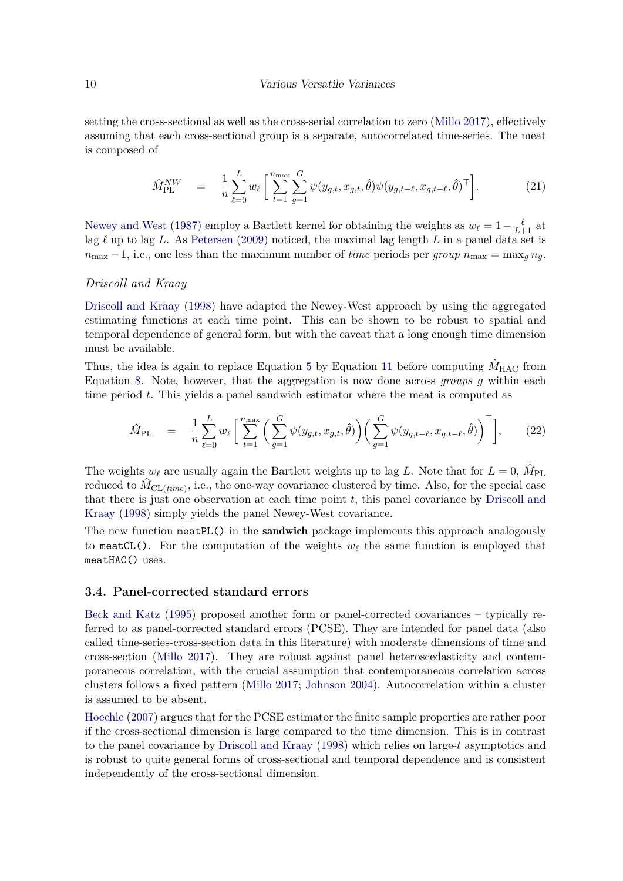setting the cross-sectional as well as the cross-serial correlation to zero (Millo 2017), effectively assuming that each cross-sectional group is a separate, autocorrelated time-series. The meat is composed of

$$\hat{M}_{\mathrm{PL}}^{NW} \quad = \quad \frac{1}{n} \sum_{\ell=0}^{L} w_\ell \Big[ \sum_{t=1}^{n_{\max}} \sum_{g=1}^{G} \psi(y_{g,t}, x_{g,t}, \hat{\theta}) \psi(y_{g,t-\ell}, x_{g,t-\ell}, \hat{\theta})^\top \Big]. \tag{21}$$

Newey and West (1987) employ a Bartlett kernel for obtaining the weights as $w_\ell = 1 - \frac{\ell}{L+1}$ at lag $\ell$ up to lag $L$. As Petersen (2009) noticed, the maximal lag length $L$ in a panel data set is $n_{\max} - 1$, i.e., one less than the maximum number of *time* periods per *group* $n_{\max} = \max_g n_g$.

*Driscoll and Kraay*

Driscoll and Kraay (1998) have adapted the Newey-West approach by using the aggregated estimating functions at each time point. This can be shown to be robust to spatial and temporal dependence of general form, but with the caveat that a long enough time dimension must be available.

Thus, the idea is again to replace Equation 5 by Equation 11 before computing $\hat{M}_{\mathrm{HAC}}$ from Equation 8. Note, however, that the aggregation is now done across *groups* $g$ within each time period $t$. This yields a panel sandwich estimator where the meat is computed as

$$\hat{M}_{\mathrm{PL}} \quad = \quad \frac{1}{n} \sum_{\ell=0}^{L} w_\ell \Big[ \sum_{t=1}^{n_{\max}} \Big( \sum_{g=1}^{G} \psi(y_{g,t}, x_{g,t}, \hat{\theta}) \Big) \Big( \sum_{g=1}^{G} \psi(y_{g,t-\ell}, x_{g,t-\ell}, \hat{\theta}) \Big)^\top \Big], \tag{22}$$

The weights $w_\ell$ are usually again the Bartlett weights up to lag $L$. Note that for $L = 0$, $\hat{M}_{\mathrm{PL}}$ reduced to $\hat{M}_{\mathrm{CL}(time)}$, i.e., the one-way covariance clustered by time. Also, for the special case that there is just one observation at each time point $t$, this panel covariance by Driscoll and Kraay (1998) simply yields the panel Newey-West covariance.

The new function `meatPL()` in the **sandwich** package implements this approach analogously to `meatCL()`. For the computation of the weights $w_\ell$ the same function is employed that `meatHAC()` uses.

### 3.4. Panel-corrected standard errors

Beck and Katz (1995) proposed another form or panel-corrected covariances – typically referred to as panel-corrected standard errors (PCSE). They are intended for panel data (also called time-series-cross-section data in this literature) with moderate dimensions of time and cross-section (Millo 2017). They are robust against panel heteroscedasticity and contemporaneous correlation, with the crucial assumption that contemporaneous correlation across clusters follows a fixed pattern (Millo 2017; Johnson 2004). Autocorrelation within a cluster is assumed to be absent.

Hoechle (2007) argues that for the PCSE estimator the finite sample properties are rather poor if the cross-sectional dimension is large compared to the time dimension. This is in contrast to the panel covariance by Driscoll and Kraay (1998) which relies on large-$t$ asymptotics and is robust to quite general forms of cross-sectional and temporal dependence and is consistent independently of the cross-sectional dimension.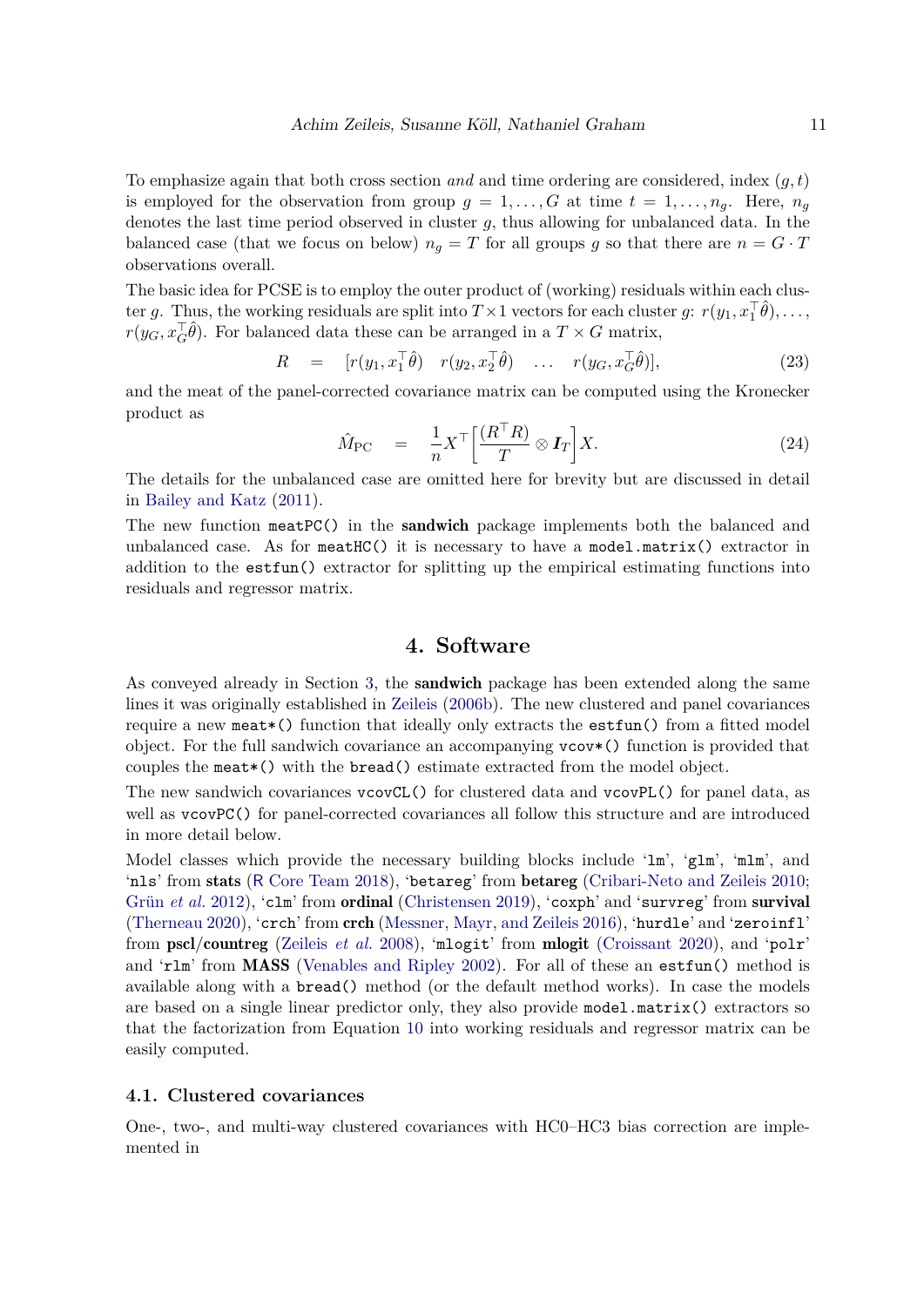To emphasize again that both cross section *and* and time ordering are considered, index $(g, t)$ is employed for the observation from group $g = 1, \dots, G$ at time $t = 1, \dots, n_g$. Here, $n_g$ denotes the last time period observed in cluster $g$, thus allowing for unbalanced data. In the balanced case (that we focus on below) $n_g = T$ for all groups $g$ so that there are $n = G \cdot T$ observations overall.

The basic idea for PCSE is to employ the outer product of (working) residuals within each cluster $g$. Thus, the working residuals are split into $T \times 1$ vectors for each cluster $g$: $r(y_1, x_1^\top \hat{\theta}), \dots, r(y_G, x_G^\top \hat{\theta})$. For balanced data these can be arranged in a $T \times G$ matrix,

$$R \quad = \quad [r(y_1, x_1^\top \hat{\theta}) \quad r(y_2, x_2^\top \hat{\theta}) \quad \dots \quad r(y_G, x_G^\top \hat{\theta})], \tag{23}$$

and the meat of the panel-corrected covariance matrix can be computed using the Kronecker product as

$$\hat{M}_{\text{PC}} \quad = \quad \frac{1}{n} X^\top \left[ \frac{(R^\top R)}{T} \otimes \boldsymbol{I}_T \right] X. \tag{24}$$

The details for the unbalanced case are omitted here for brevity but are discussed in detail in Bailey and Katz (2011).

The new function `meatPC()` in the **sandwich** package implements both the balanced and unbalanced case. As for `meatHC()` it is necessary to have a `model.matrix()` extractor in addition to the `estfun()` extractor for splitting up the empirical estimating functions into residuals and regressor matrix.

# 4. Software

As conveyed already in Section 3, the **sandwich** package has been extended along the same lines it was originally established in Zeileis (2006b). The new clustered and panel covariances require a new `meat*()` function that ideally only extracts the `estfun()` from a fitted model object. For the full sandwich covariance an accompanying `vcov*()` function is provided that couples the `meat*()` with the `bread()` estimate extracted from the model object.

The new sandwich covariances `vcovCL()` for clustered data and `vcovPL()` for panel data, as well as `vcovPC()` for panel-corrected covariances all follow this structure and are introduced in more detail below.

Model classes which provide the necessary building blocks include '`lm`', '`glm`', '`mlm`', and '`nls`' from **stats** (R Core Team 2018), '`betareg`' from **betareg** (Cribari-Neto and Zeileis 2010; Grün *et al.* 2012), '`clm`' from **ordinal** (Christensen 2019), '`coxph`' and '`survreg`' from **survival** (Therneau 2020), '`crch`' from **crch** (Messner, Mayr, and Zeileis 2016), '`hurdle`' and '`zeroinfl`' from **pscl**/**countreg** (Zeileis *et al.* 2008), '`mlogit`' from **mlogit** (Croissant 2020), and '`polr`' and '`rlm`' from **MASS** (Venables and Ripley 2002). For all of these an `estfun()` method is available along with a `bread()` method (or the default method works). In case the models are based on a single linear predictor only, they also provide `model.matrix()` extractors so that the factorization from Equation 10 into working residuals and regressor matrix can be easily computed.

## 4.1. Clustered covariances

One-, two-, and multi-way clustered covariances with HC0–HC3 bias correction are implemented in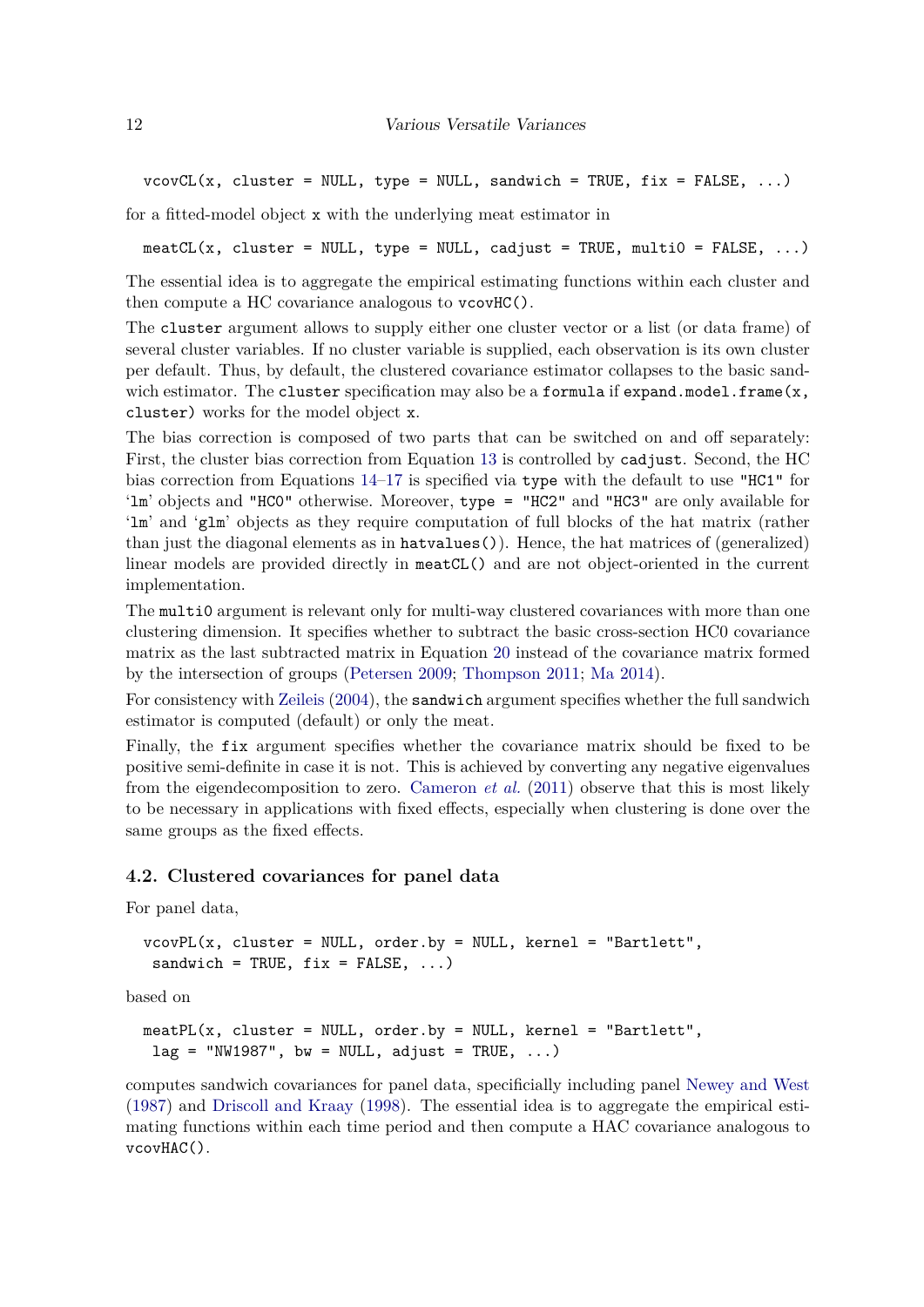```
vcovCL(x, cluster = NULL, type = NULL, sandwich = TRUE, fix = FALSE, ...)
```

for a fitted-model object `x` with the underlying meat estimator in

```
meatCL(x, cluster = NULL, type = NULL, cadjust = TRUE, multi0 = FALSE, ...)
```

The essential idea is to aggregate the empirical estimating functions within each cluster and then compute a HC covariance analogous to `vcovHC()`.

The `cluster` argument allows to supply either one cluster vector or a list (or data frame) of several cluster variables. If no cluster variable is supplied, each observation is its own cluster per default. Thus, by default, the clustered covariance estimator collapses to the basic sandwich estimator. The `cluster` specification may also be a `formula` if `expand.model.frame(x, cluster)` works for the model object `x`.

The bias correction is composed of two parts that can be switched on and off separately: First, the cluster bias correction from Equation 13 is controlled by `cadjust`. Second, the HC bias correction from Equations 14–17 is specified via `type` with the default to use `"HC1"` for '`lm`' objects and `"HC0"` otherwise. Moreover, `type = "HC2"` and `"HC3"` are only available for '`lm`' and '`glm`' objects as they require computation of full blocks of the hat matrix (rather than just the diagonal elements as in `hatvalues()`). Hence, the hat matrices of (generalized) linear models are provided directly in `meatCL()` and are not object-oriented in the current implementation.

The `multi0` argument is relevant only for multi-way clustered covariances with more than one clustering dimension. It specifies whether to subtract the basic cross-section HC0 covariance matrix as the last subtracted matrix in Equation 20 instead of the covariance matrix formed by the intersection of groups (Petersen 2009; Thompson 2011; Ma 2014).

For consistency with Zeileis (2004), the `sandwich` argument specifies whether the full sandwich estimator is computed (default) or only the meat.

Finally, the `fix` argument specifies whether the covariance matrix should be fixed to be positive semi-definite in case it is not. This is achieved by converting any negative eigenvalues from the eigendecomposition to zero. Cameron *et al.* (2011) observe that this is most likely to be necessary in applications with fixed effects, especially when clustering is done over the same groups as the fixed effects.

### 4.2. Clustered covariances for panel data

For panel data,

```
vcovPL(x, cluster = NULL, order.by = NULL, kernel = "Bartlett",
  sandwich = TRUE, fix = FALSE, ...)
```

based on

```
meatPL(x, cluster = NULL, order.by = NULL, kernel = "Bartlett",
  lag = "NW1987", bw = NULL, adjust = TRUE, ...)
```

computes sandwich covariances for panel data, specificially including panel Newey and West (1987) and Driscoll and Kraay (1998). The essential idea is to aggregate the empirical estimating functions within each time period and then compute a HAC covariance analogous to `vcovHAC()`.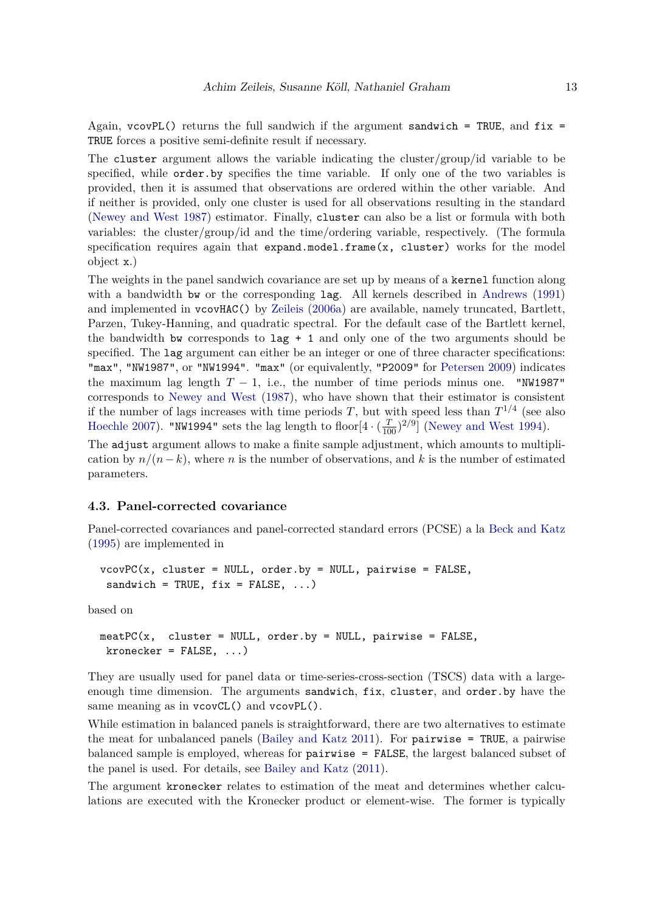Again, `vcovPL()` returns the full sandwich if the argument `sandwich = TRUE`, and `fix = TRUE` forces a positive semi-definite result if necessary.

The `cluster` argument allows the variable indicating the cluster/group/id variable to be specified, while `order.by` specifies the time variable. If only one of the two variables is provided, then it is assumed that observations are ordered within the other variable. And if neither is provided, only one cluster is used for all observations resulting in the standard (Newey and West 1987) estimator. Finally, `cluster` can also be a list or formula with both variables: the cluster/group/id and the time/ordering variable, respectively. (The formula specification requires again that `expand.model.frame(x, cluster)` works for the model object `x`.)

The weights in the panel sandwich covariance are set up by means of a `kernel` function along with a bandwidth `bw` or the corresponding `lag`. All kernels described in Andrews (1991) and implemented in `vcovHAC()` by Zeileis (2006a) are available, namely truncated, Bartlett, Parzen, Tukey-Hanning, and quadratic spectral. For the default case of the Bartlett kernel, the bandwidth `bw` corresponds to `lag + 1` and only one of the two arguments should be specified. The `lag` argument can either be an integer or one of three character specifications: `"max"`, `"NW1987"`, or `"NW1994"`. `"max"` (or equivalently, `"P2009"` for Petersen 2009) indicates the maximum lag length $T-1$, i.e., the number of time periods minus one. `"NW1987"` corresponds to Newey and West (1987), who have shown that their estimator is consistent if the number of lags increases with time periods $T$, but with speed less than $T^{1/4}$ (see also Hoechle 2007). `"NW1994"` sets the lag length to floor$[4 \cdot (\frac{T}{100})^{2/9}]$ (Newey and West 1994).

The `adjust` argument allows to make a finite sample adjustment, which amounts to multiplication by $n/(n-k)$, where $n$ is the number of observations, and $k$ is the number of estimated parameters.

### 4.3. Panel-corrected covariance

Panel-corrected covariances and panel-corrected standard errors (PCSE) a la Beck and Katz (1995) are implemented in

```
vcovPC(x, cluster = NULL, order.by = NULL, pairwise = FALSE,
  sandwich = TRUE, fix = FALSE, ...)
```

based on

```
meatPC(x,  cluster = NULL, order.by = NULL, pairwise = FALSE,
  kronecker = FALSE, ...)
```

They are usually used for panel data or time-series-cross-section (TSCS) data with a large-enough time dimension. The arguments `sandwich`, `fix`, `cluster`, and `order.by` have the same meaning as in `vcovCL()` and `vcovPL()`.

While estimation in balanced panels is straightforward, there are two alternatives to estimate the meat for unbalanced panels (Bailey and Katz 2011). For `pairwise = TRUE`, a pairwise balanced sample is employed, whereas for `pairwise = FALSE`, the largest balanced subset of the panel is used. For details, see Bailey and Katz (2011).

The argument `kronecker` relates to estimation of the meat and determines whether calculations are executed with the Kronecker product or element-wise. The former is typically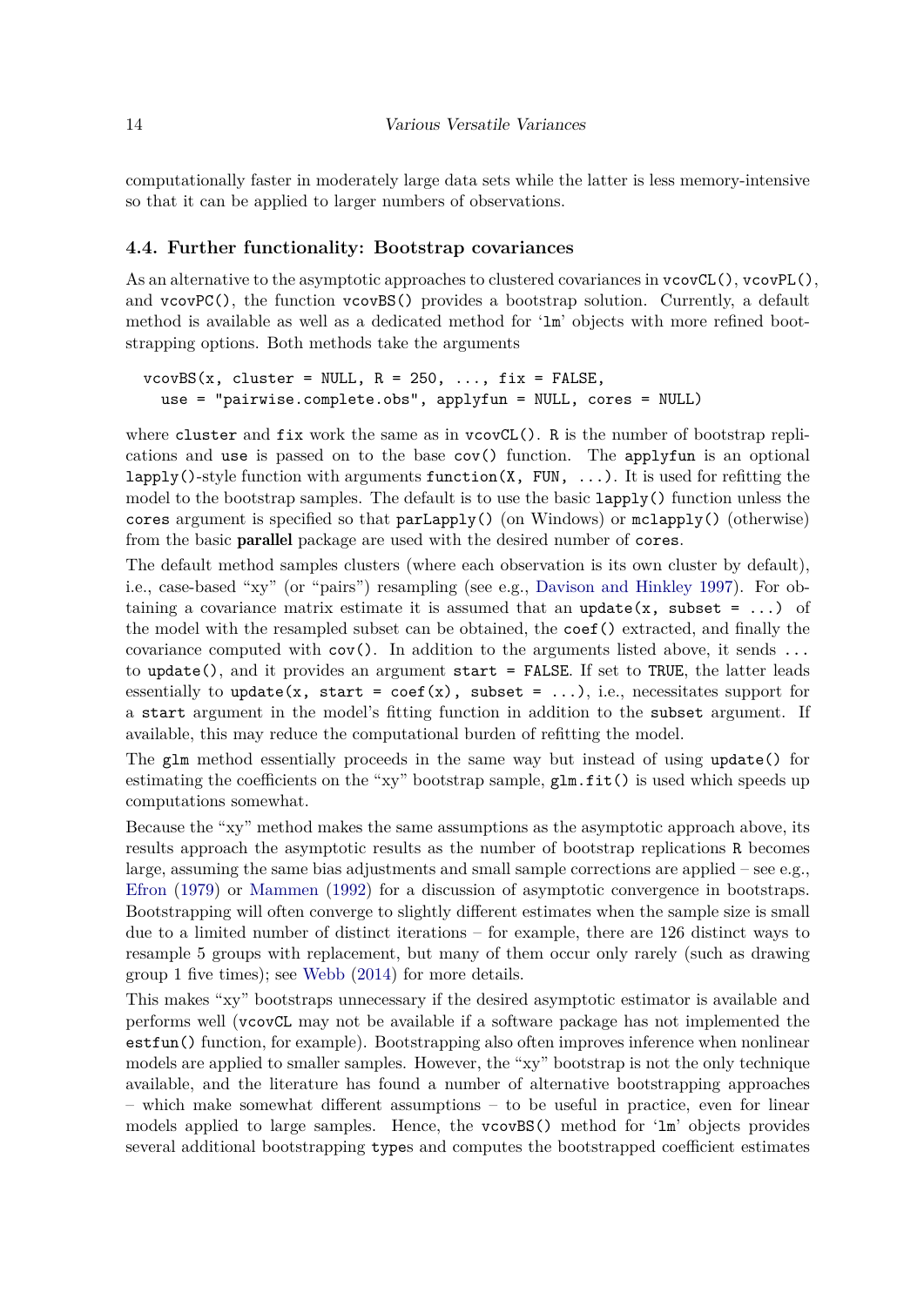computationally faster in moderately large data sets while the latter is less memory-intensive so that it can be applied to larger numbers of observations.

### 4.4. Further functionality: Bootstrap covariances

As an alternative to the asymptotic approaches to clustered covariances in `vcovCL()`, `vcovPL()`, and `vcovPC()`, the function `vcovBS()` provides a bootstrap solution. Currently, a default method is available as well as a dedicated method for '`lm`' objects with more refined bootstrapping options. Both methods take the arguments

```
vcovBS(x, cluster = NULL, R = 250, ..., fix = FALSE,
  use = "pairwise.complete.obs", applyfun = NULL, cores = NULL)
```

where `cluster` and `fix` work the same as in `vcovCL()`. `R` is the number of bootstrap replications and `use` is passed on to the base `cov()` function. The `applyfun` is an optional `lapply()`-style function with arguments `function(X, FUN, ...)`. It is used for refitting the model to the bootstrap samples. The default is to use the basic `lapply()` function unless the `cores` argument is specified so that `parLapply()` (on Windows) or `mclapply()` (otherwise) from the basic **parallel** package are used with the desired number of `cores`.

The default method samples clusters (where each observation is its own cluster by default), i.e., case-based "xy" (or "pairs") resampling (see e.g., Davison and Hinkley 1997). For obtaining a covariance matrix estimate it is assumed that an `update(x, subset = ...)` of the model with the resampled subset can be obtained, the `coef()` extracted, and finally the covariance computed with `cov()`. In addition to the arguments listed above, it sends `...` to `update()`, and it provides an argument `start = FALSE`. If set to `TRUE`, the latter leads essentially to `update(x, start = coef(x), subset = ...)`, i.e., necessitates support for a `start` argument in the model's fitting function in addition to the `subset` argument. If available, this may reduce the computational burden of refitting the model.

The `glm` method essentially proceeds in the same way but instead of using `update()` for estimating the coefficients on the "xy" bootstrap sample, `glm.fit()` is used which speeds up computations somewhat.

Because the "xy" method makes the same assumptions as the asymptotic approach above, its results approach the asymptotic results as the number of bootstrap replications `R` becomes large, assuming the same bias adjustments and small sample corrections are applied – see e.g., Efron (1979) or Mammen (1992) for a discussion of asymptotic convergence in bootstraps. Bootstrapping will often converge to slightly different estimates when the sample size is small due to a limited number of distinct iterations – for example, there are 126 distinct ways to resample 5 groups with replacement, but many of them occur only rarely (such as drawing group 1 five times); see Webb (2014) for more details.

This makes "xy" bootstraps unnecessary if the desired asymptotic estimator is available and performs well (`vcovCL` may not be available if a software package has not implemented the `estfun()` function, for example). Bootstrapping also often improves inference when nonlinear models are applied to smaller samples. However, the "xy" bootstrap is not the only technique available, and the literature has found a number of alternative bootstrapping approaches – which make somewhat different assumptions – to be useful in practice, even for linear models applied to large samples. Hence, the `vcovBS()` method for '`lm`' objects provides several additional bootstrapping `type`s and computes the bootstrapped coefficient estimates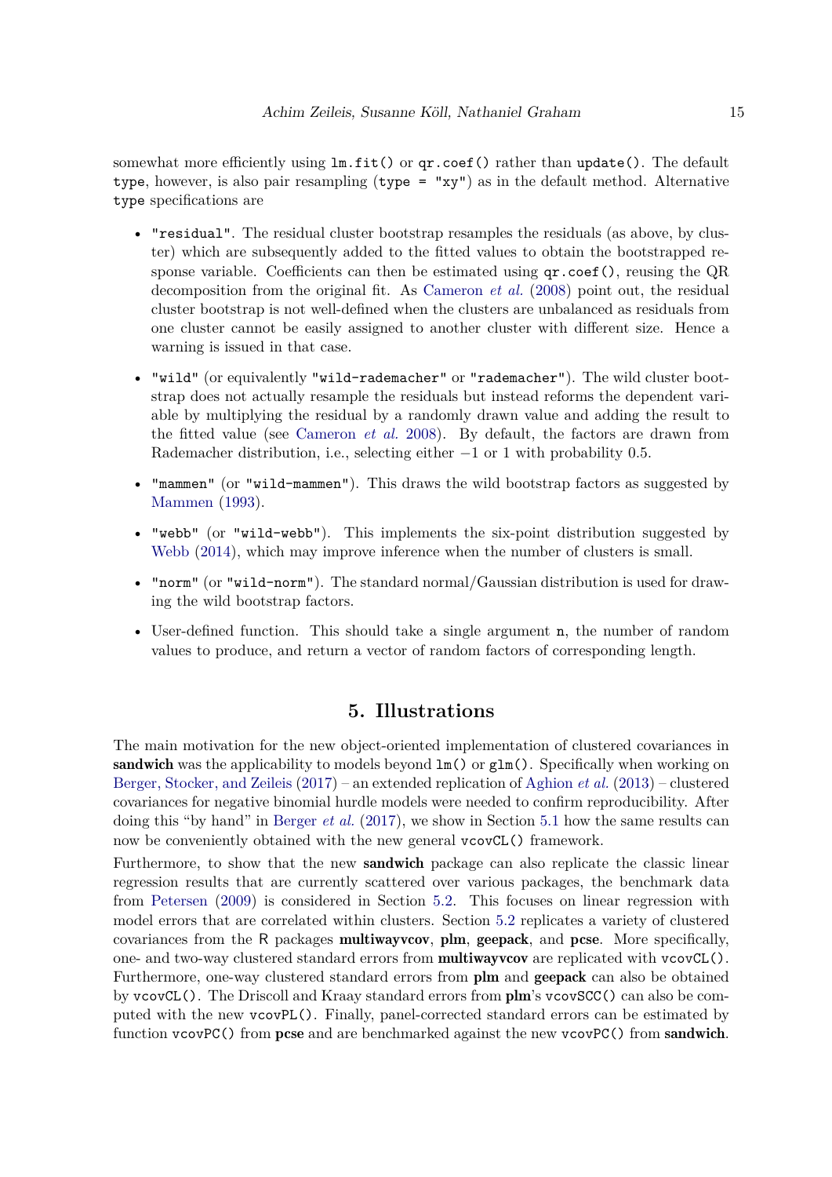somewhat more efficiently using `lm.fit()` or `qr.coef()` rather than `update()`. The default `type`, however, is also pair resampling (`type = "xy"`) as in the default method. Alternative `type` specifications are

- `"residual"`. The residual cluster bootstrap resamples the residuals (as above, by cluster) which are subsequently added to the fitted values to obtain the bootstrapped response variable. Coefficients can then be estimated using `qr.coef()`, reusing the QR decomposition from the original fit. As Cameron *et al.* (2008) point out, the residual cluster bootstrap is not well-defined when the clusters are unbalanced as residuals from one cluster cannot be easily assigned to another cluster with different size. Hence a warning is issued in that case.
- `"wild"` (or equivalently `"wild-rademacher"` or `"rademacher"`). The wild cluster bootstrap does not actually resample the residuals but instead reforms the dependent variable by multiplying the residual by a randomly drawn value and adding the result to the fitted value (see Cameron *et al.* 2008). By default, the factors are drawn from Rademacher distribution, i.e., selecting either $-1$ or 1 with probability 0.5.
- `"mammen"` (or `"wild-mammen"`). This draws the wild bootstrap factors as suggested by Mammen (1993).
- `"webb"` (or `"wild-webb"`). This implements the six-point distribution suggested by Webb (2014), which may improve inference when the number of clusters is small.
- `"norm"` (or `"wild-norm"`). The standard normal/Gaussian distribution is used for drawing the wild bootstrap factors.
- User-defined function. This should take a single argument `n`, the number of random values to produce, and return a vector of random factors of corresponding length.

## 5. Illustrations

The main motivation for the new object-oriented implementation of clustered covariances in **sandwich** was the applicability to models beyond `lm()` or `glm()`. Specifically when working on Berger, Stocker, and Zeileis (2017) – an extended replication of Aghion *et al.* (2013) – clustered covariances for negative binomial hurdle models were needed to confirm reproducibility. After doing this "by hand" in Berger *et al.* (2017), we show in Section 5.1 how the same results can now be conveniently obtained with the new general `vcovCL()` framework.

Furthermore, to show that the new **sandwich** package can also replicate the classic linear regression results that are currently scattered over various packages, the benchmark data from Petersen (2009) is considered in Section 5.2. This focuses on linear regression with model errors that are correlated within clusters. Section 5.2 replicates a variety of clustered covariances from the R packages **multiwayvcov**, **plm**, **geepack**, and **pcse**. More specifically, one- and two-way clustered standard errors from **multiwayvcov** are replicated with `vcovCL()`. Furthermore, one-way clustered standard errors from **plm** and **geepack** can also be obtained by `vcovCL()`. The Driscoll and Kraay standard errors from **plm**'s `vcovSCC()` can also be computed with the new `vcovPL()`. Finally, panel-corrected standard errors can be estimated by function `vcovPC()` from **pcse** and are benchmarked against the new `vcovPC()` from **sandwich**.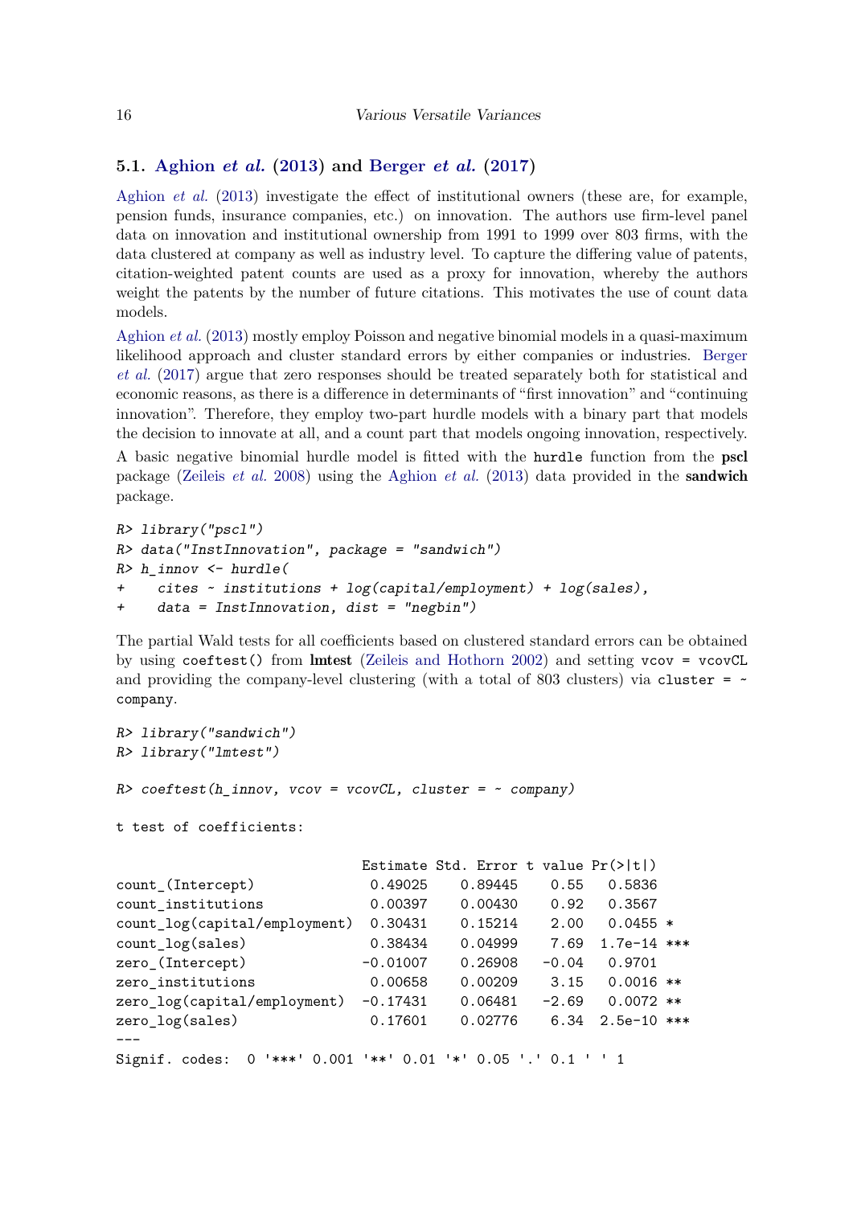### 5.1. Aghion *et al.* (2013) and Berger *et al.* (2017)

Aghion *et al.* (2013) investigate the effect of institutional owners (these are, for example, pension funds, insurance companies, etc.) on innovation. The authors use firm-level panel data on innovation and institutional ownership from 1991 to 1999 over 803 firms, with the data clustered at company as well as industry level. To capture the differing value of patents, citation-weighted patent counts are used as a proxy for innovation, whereby the authors weight the patents by the number of future citations. This motivates the use of count data models.

Aghion *et al.* (2013) mostly employ Poisson and negative binomial models in a quasi-maximum likelihood approach and cluster standard errors by either companies or industries. Berger *et al.* (2017) argue that zero responses should be treated separately both for statistical and economic reasons, as there is a difference in determinants of "first innovation" and "continuing innovation". Therefore, they employ two-part hurdle models with a binary part that models the decision to innovate at all, and a count part that models ongoing innovation, respectively.

A basic negative binomial hurdle model is fitted with the `hurdle` function from the **pscl** package (Zeileis *et al.* 2008) using the Aghion *et al.* (2013) data provided in the **sandwich** package.

```
R> library("pscl")
R> data("InstInnovation", package = "sandwich")
R> h_innov <- hurdle(
+    cites ~ institutions + log(capital/employment) + log(sales),
+    data = InstInnovation, dist = "negbin")
```

The partial Wald tests for all coefficients based on clustered standard errors can be obtained by using `coeftest()` from **lmtest** (Zeileis and Hothorn 2002) and setting `vcov = vcovCL` and providing the company-level clustering (with a total of 803 clusters) via `cluster = ~ company`.

```
R> library("sandwich")
R> library("lmtest")

R> coeftest(h_innov, vcov = vcovCL, cluster = ~ company)

t test of coefficients:

                              Estimate Std. Error t value Pr(>|t|)    
count_(Intercept)              0.49025    0.89445    0.55   0.5836    
count_institutions             0.00397    0.00430    0.92   0.3567    
count_log(capital/employment)  0.30431    0.15214    2.00   0.0455 *  
count_log(sales)               0.38434    0.04999    7.69  1.7e-14 ***
zero_(Intercept)              -0.01007    0.26908   -0.04   0.9701    
zero_institutions              0.00658    0.00209    3.15   0.0016 ** 
zero_log(capital/employment)  -0.17431    0.06481   -2.69   0.0072 ** 
zero_log(sales)                0.17601    0.02776    6.34  2.5e-10 ***
---
Signif. codes:  0 '***' 0.001 '**' 0.01 '*' 0.05 '.' 0.1 ' ' 1
```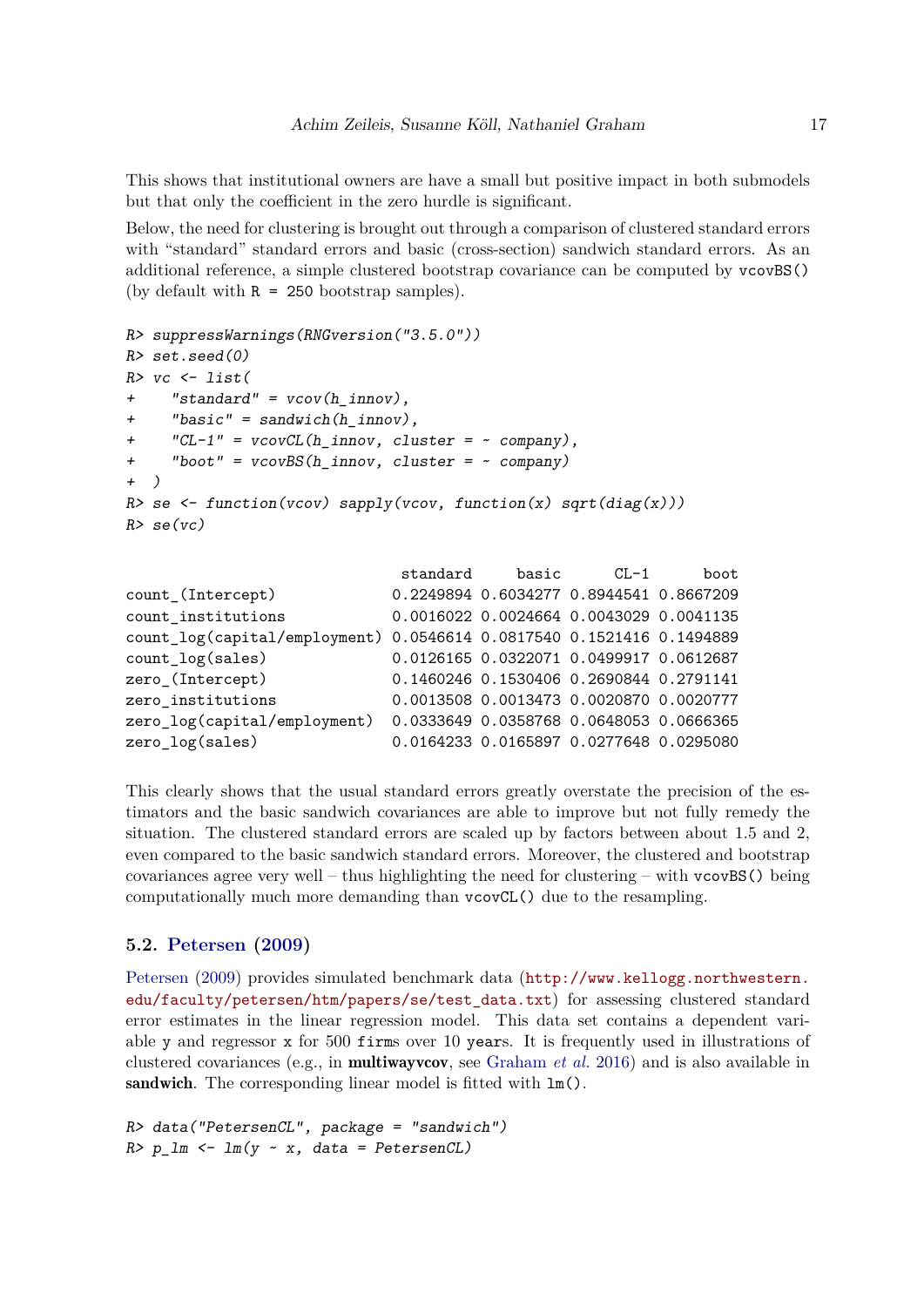This shows that institutional owners are have a small but positive impact in both submodels but that only the coefficient in the zero hurdle is significant.

Below, the need for clustering is brought out through a comparison of clustered standard errors with "standard" standard errors and basic (cross-section) sandwich standard errors. As an additional reference, a simple clustered bootstrap covariance can be computed by `vcovBS()` (by default with `R = 250` bootstrap samples).

```
R> suppressWarnings(RNGversion("3.5.0"))
R> set.seed(0)
R> vc <- list(
+    "standard" = vcov(h_innov),
+    "basic" = sandwich(h_innov),
+    "CL-1" = vcovCL(h_innov, cluster = ~ company),
+    "boot" = vcovBS(h_innov, cluster = ~ company)
+  )
R> se <- function(vcov) sapply(vcov, function(x) sqrt(diag(x)))
R> se(vc)
```

```
                             standard     basic      CL-1      boot
count_(Intercept)            0.2249894 0.6034277 0.8944541 0.8667209
count_institutions           0.0016022 0.0024664 0.0043029 0.0041135
count_log(capital/employment) 0.0546614 0.0817540 0.1521416 0.1494889
count_log(sales)             0.0126165 0.0322071 0.0499917 0.0612687
zero_(Intercept)             0.1460246 0.1530406 0.2690844 0.2791141
zero_institutions            0.0013508 0.0013473 0.0020870 0.0020777
zero_log(capital/employment) 0.0333649 0.0358768 0.0648053 0.0666365
zero_log(sales)              0.0164233 0.0165897 0.0277648 0.0295080
```

This clearly shows that the usual standard errors greatly overstate the precision of the estimators and the basic sandwich covariances are able to improve but not fully remedy the situation. The clustered standard errors are scaled up by factors between about 1.5 and 2, even compared to the basic sandwich standard errors. Moreover, the clustered and bootstrap covariances agree very well – thus highlighting the need for clustering – with `vcovBS()` being computationally much more demanding than `vcovCL()` due to the resampling.

### 5.2. Petersen (2009)

Petersen (2009) provides simulated benchmark data (`http://www.kellogg.northwestern.edu/faculty/petersen/htm/papers/se/test_data.txt`) for assessing clustered standard error estimates in the linear regression model. This data set contains a dependent variable `y` and regressor `x` for 500 `firm`s over 10 `year`s. It is frequently used in illustrations of clustered covariances (e.g., in **multiwayvcov**, see Graham *et al.* 2016) and is also available in **sandwich**. The corresponding linear model is fitted with `lm()`.

```
R> data("PetersenCL", package = "sandwich")
R> p_lm <- lm(y ~ x, data = PetersenCL)
```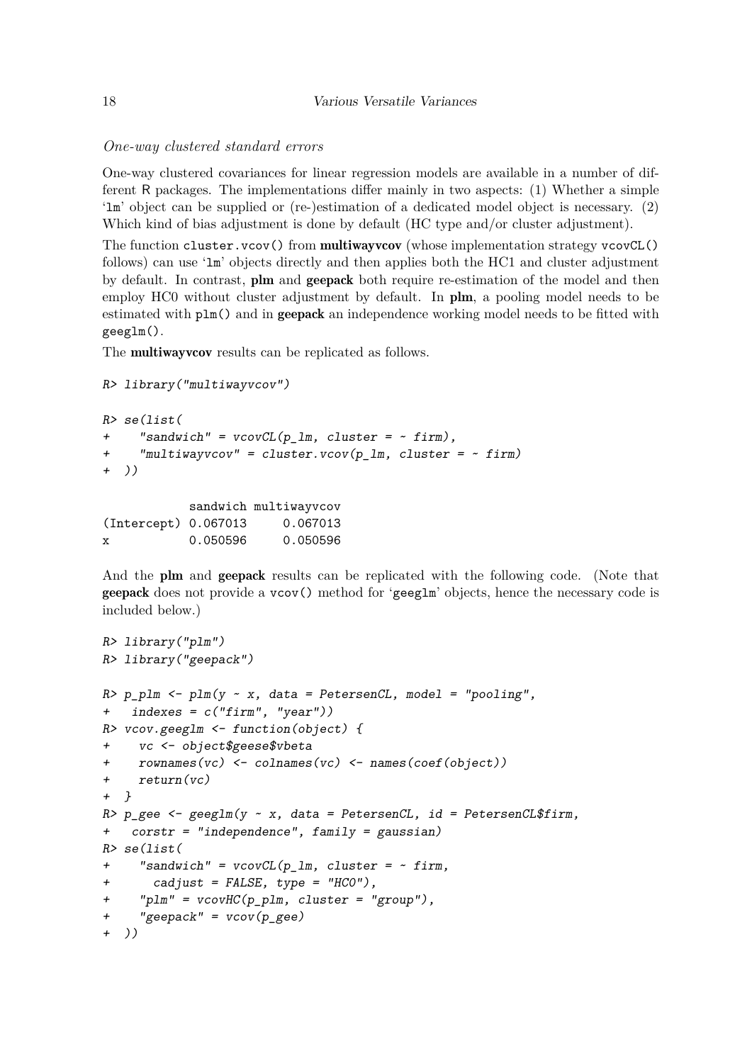*One-way clustered standard errors*

One-way clustered covariances for linear regression models are available in a number of different R packages. The implementations differ mainly in two aspects: (1) Whether a simple 'lm' object can be supplied or (re-)estimation of a dedicated model object is necessary. (2) Which kind of bias adjustment is done by default (HC type and/or cluster adjustment).

The function `cluster.vcov()` from **multiwayvcov** (whose implementation strategy `vcovCL()` follows) can use 'lm' objects directly and then applies both the HC1 and cluster adjustment by default. In contrast, **plm** and **geepack** both require re-estimation of the model and then employ HC0 without cluster adjustment by default. In **plm**, a pooling model needs to be estimated with `plm()` and in **geepack** an independence working model needs to be fitted with `geeglm()`.

The **multiwayvcov** results can be replicated as follows.

```
R> library("multiwayvcov")

R> se(list(
+    "sandwich" = vcovCL(p_lm, cluster = ~ firm),
+    "multiwayvcov" = cluster.vcov(p_lm, cluster = ~ firm)
+  ))

            sandwich multiwayvcov
(Intercept) 0.067013     0.067013
x           0.050596     0.050596
```

And the **plm** and **geepack** results can be replicated with the following code. (Note that **geepack** does not provide a `vcov()` method for 'geeglm' objects, hence the necessary code is included below.)

```
R> library("plm")
R> library("geepack")

R> p_plm <- plm(y ~ x, data = PetersenCL, model = "pooling",
+   indexes = c("firm", "year"))
R> vcov.geeglm <- function(object) {
+    vc <- object$geese$vbeta
+    rownames(vc) <- colnames(vc) <- names(coef(object))
+    return(vc)
+  }
R> p_gee <- geeglm(y ~ x, data = PetersenCL, id = PetersenCL$firm,
+   corstr = "independence", family = gaussian)
R> se(list(
+    "sandwich" = vcovCL(p_lm, cluster = ~ firm,
+      cadjust = FALSE, type = "HC0"),
+    "plm" = vcovHC(p_plm, cluster = "group"),
+    "geepack" = vcov(p_gee)
+  ))
```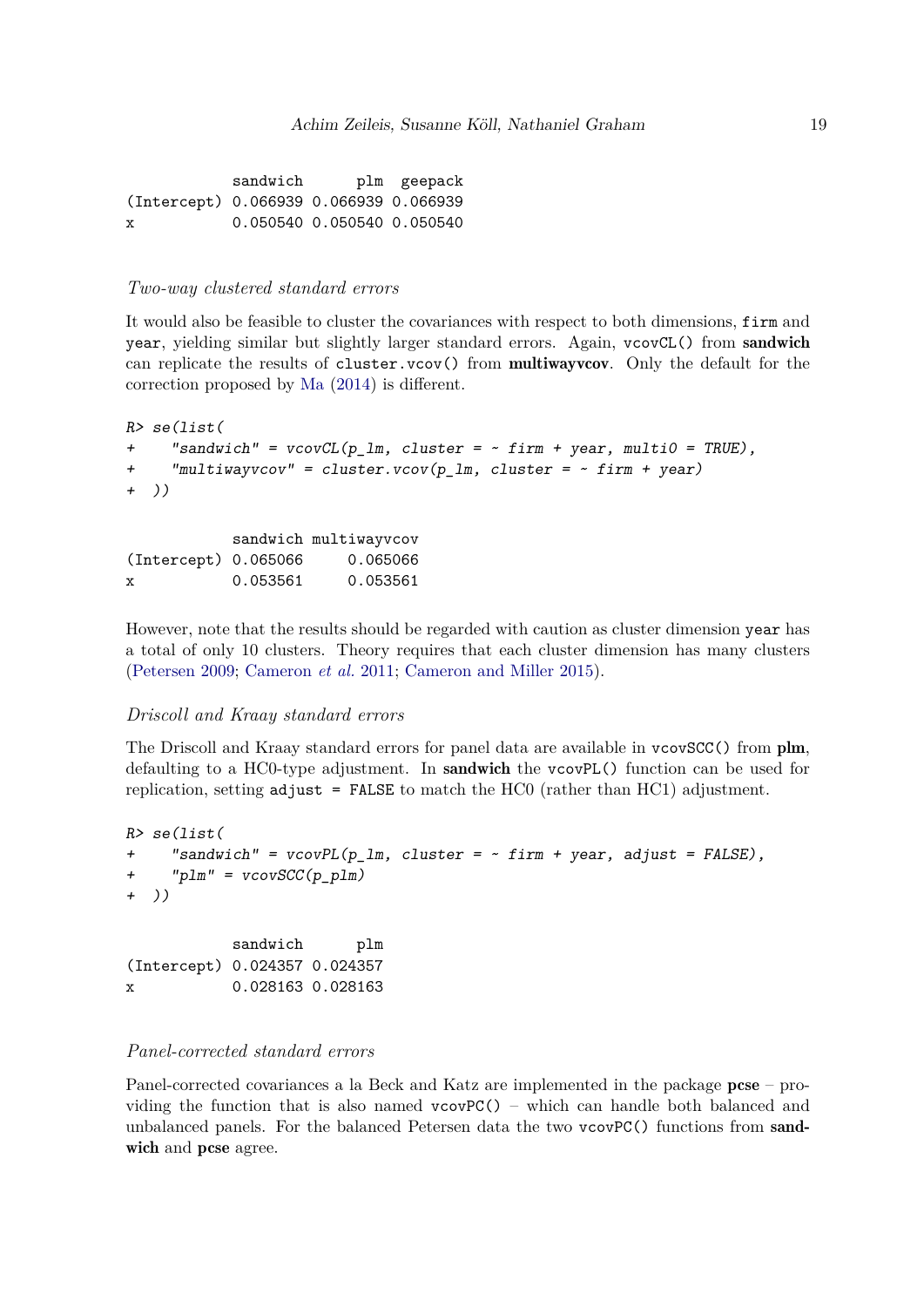```
            sandwich      plm  geepack
(Intercept) 0.066939 0.066939 0.066939
x           0.050540 0.050540 0.050540
```

### *Two-way clustered standard errors*

It would also be feasible to cluster the covariances with respect to both dimensions, `firm` and `year`, yielding similar but slightly larger standard errors. Again, `vcovCL()` from **sandwich** can replicate the results of `cluster.vcov()` from **multiwayvcov**. Only the default for the correction proposed by Ma (2014) is different.

```
R> se(list(
+    "sandwich" = vcovCL(p_lm, cluster = ~ firm + year, multi0 = TRUE),
+    "multiwayvcov" = cluster.vcov(p_lm, cluster = ~ firm + year)
+  ))

            sandwich multiwayvcov
(Intercept) 0.065066     0.065066
x           0.053561     0.053561
```

However, note that the results should be regarded with caution as cluster dimension `year` has a total of only 10 clusters. Theory requires that each cluster dimension has many clusters (Petersen 2009; Cameron *et al.* 2011; Cameron and Miller 2015).

### *Driscoll and Kraay standard errors*

The Driscoll and Kraay standard errors for panel data are available in `vcovSCC()` from **plm**, defaulting to a HC0-type adjustment. In **sandwich** the `vcovPL()` function can be used for replication, setting `adjust = FALSE` to match the HC0 (rather than HC1) adjustment.

```
R> se(list(
+    "sandwich" = vcovPL(p_lm, cluster = ~ firm + year, adjust = FALSE),
+    "plm" = vcovSCC(p_plm)
+  ))

            sandwich      plm
(Intercept) 0.024357 0.024357
x           0.028163 0.028163
```

### *Panel-corrected standard errors*

Panel-corrected covariances a la Beck and Katz are implemented in the package **pcse** – providing the function that is also named `vcovPC()` – which can handle both balanced and unbalanced panels. For the balanced Petersen data the two `vcovPC()` functions from **sandwich** and **pcse** agree.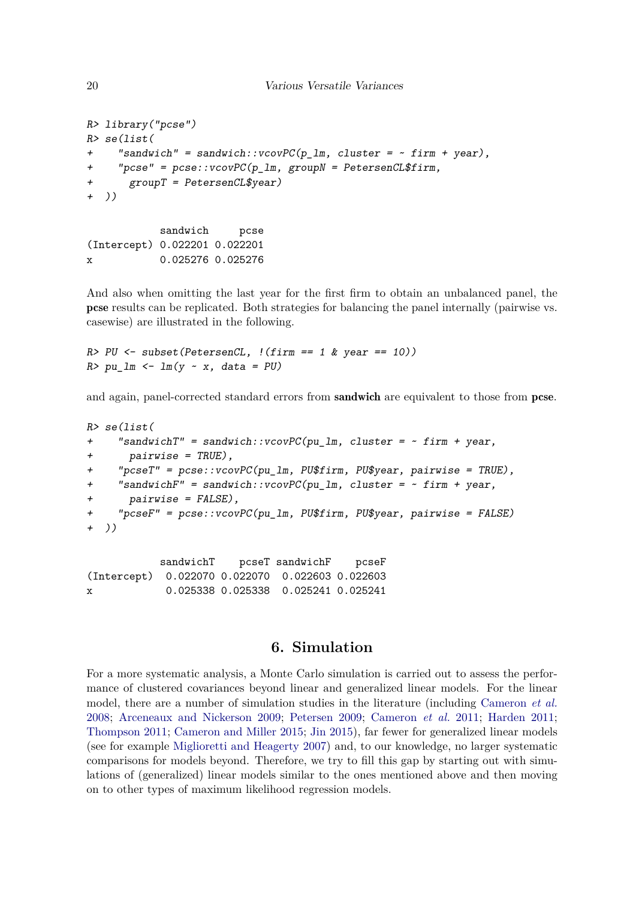```
R> library("pcse")
R> se(list(
+    "sandwich" = sandwich::vcovPC(p_lm, cluster = ~ firm + year),
+    "pcse" = pcse::vcovPC(p_lm, groupN = PetersenCL$firm,
+      groupT = PetersenCL$year)
+  ))

            sandwich     pcse
(Intercept) 0.022201 0.022201
x           0.025276 0.025276
```

And also when omitting the last year for the first firm to obtain an unbalanced panel, the **pcse** results can be replicated. Both strategies for balancing the panel internally (pairwise vs. casewise) are illustrated in the following.

```
R> PU <- subset(PetersenCL, !(firm == 1 & year == 10))
R> pu_lm <- lm(y ~ x, data = PU)
```

and again, panel-corrected standard errors from **sandwich** are equivalent to those from **pcse**.

```
R> se(list(
+    "sandwichT" = sandwich::vcovPC(pu_lm, cluster = ~ firm + year,
+      pairwise = TRUE),
+    "pcseT" = pcse::vcovPC(pu_lm, PU$firm, PU$year, pairwise = TRUE),
+    "sandwichF" = sandwich::vcovPC(pu_lm, cluster = ~ firm + year,
+      pairwise = FALSE),
+    "pcseF" = pcse::vcovPC(pu_lm, PU$firm, PU$year, pairwise = FALSE)
+  ))

            sandwichT    pcseT sandwichF    pcseF
(Intercept)  0.022070 0.022070  0.022603 0.022603
x            0.025338 0.025338  0.025241 0.025241
```

## 6. Simulation

For a more systematic analysis, a Monte Carlo simulation is carried out to assess the performance of clustered covariances beyond linear and generalized linear models. For the linear model, there are a number of simulation studies in the literature (including Cameron *et al.* 2008; Arceneaux and Nickerson 2009; Petersen 2009; Cameron *et al.* 2011; Harden 2011; Thompson 2011; Cameron and Miller 2015; Jin 2015), far fewer for generalized linear models (see for example Miglioretti and Heagerty 2007) and, to our knowledge, no larger systematic comparisons for models beyond. Therefore, we try to fill this gap by starting out with simulations of (generalized) linear models similar to the ones mentioned above and then moving on to other types of maximum likelihood regression models.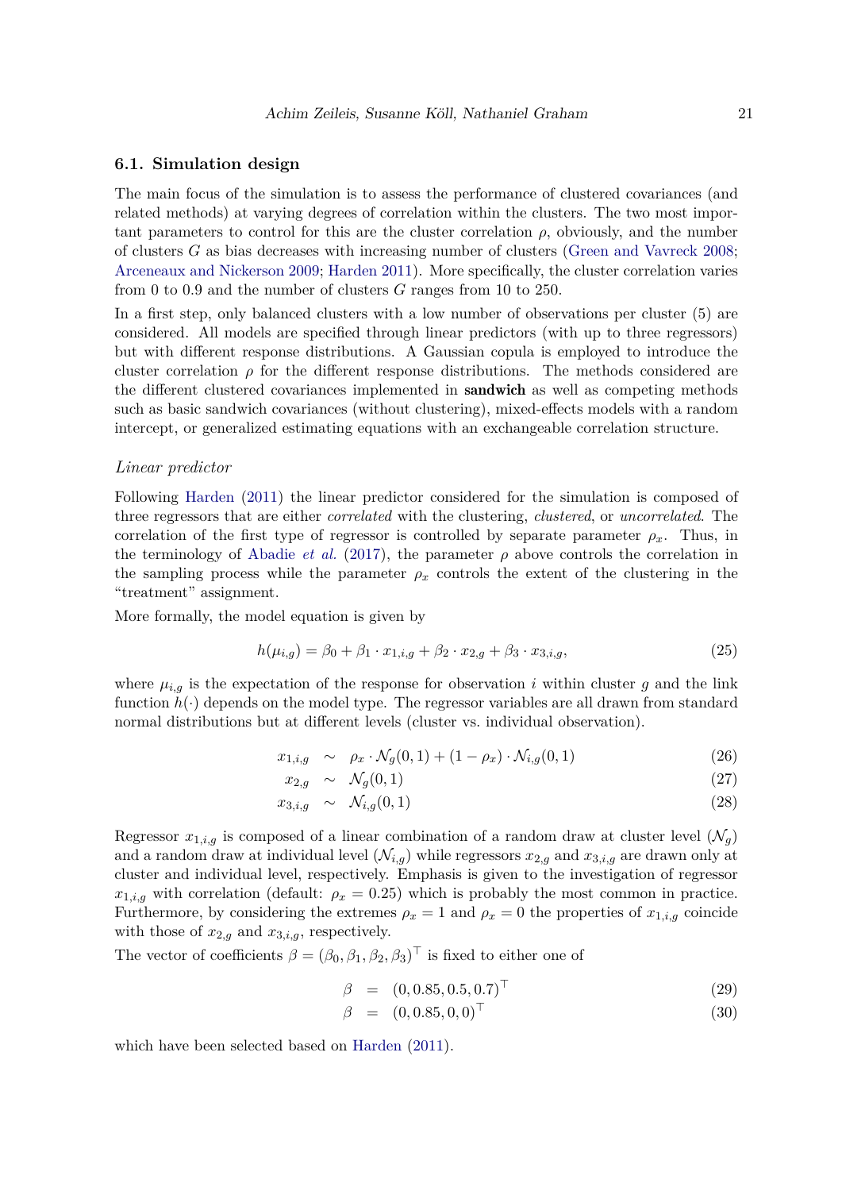### 6.1. Simulation design

The main focus of the simulation is to assess the performance of clustered covariances (and related methods) at varying degrees of correlation within the clusters. The two most important parameters to control for this are the cluster correlation $\rho$, obviously, and the number of clusters $G$ as bias decreases with increasing number of clusters (Green and Vavreck 2008; Arceneaux and Nickerson 2009; Harden 2011). More specifically, the cluster correlation varies from 0 to 0.9 and the number of clusters $G$ ranges from 10 to 250.

In a first step, only balanced clusters with a low number of observations per cluster (5) are considered. All models are specified through linear predictors (with up to three regressors) but with different response distributions. A Gaussian copula is employed to introduce the cluster correlation $\rho$ for the different response distributions. The methods considered are the different clustered covariances implemented in **sandwich** as well as competing methods such as basic sandwich covariances (without clustering), mixed-effects models with a random intercept, or generalized estimating equations with an exchangeable correlation structure.

*Linear predictor*

Following Harden (2011) the linear predictor considered for the simulation is composed of three regressors that are either *correlated* with the clustering, *clustered*, or *uncorrelated*. The correlation of the first type of regressor is controlled by separate parameter $\rho_x$. Thus, in the terminology of Abadie *et al.* (2017), the parameter $\rho$ above controls the correlation in the sampling process while the parameter $\rho_x$ controls the extent of the clustering in the "treatment" assignment.

More formally, the model equation is given by

$$h(\mu_{i,g}) = \beta_0 + \beta_1 \cdot x_{1,i,g} + \beta_2 \cdot x_{2,g} + \beta_3 \cdot x_{3,i,g}, \tag{25}$$

where $\mu_{i,g}$ is the expectation of the response for observation $i$ within cluster $g$ and the link function $h(\cdot)$ depends on the model type. The regressor variables are all drawn from standard normal distributions but at different levels (cluster vs. individual observation).

$$x_{1,i,g} \sim \rho_x \cdot \mathcal{N}_g(0,1) + (1-\rho_x) \cdot \mathcal{N}_{i,g}(0,1) \tag{26}$$

$$x_{2,g} \sim \mathcal{N}_g(0,1) \tag{27}$$

$$x_{3,i,g} \sim \mathcal{N}_{i,g}(0,1) \tag{28}$$

Regressor $x_{1,i,g}$ is composed of a linear combination of a random draw at cluster level ($\mathcal{N}_g$) and a random draw at individual level ($\mathcal{N}_{i,g}$) while regressors $x_{2,g}$ and $x_{3,i,g}$ are drawn only at cluster and individual level, respectively. Emphasis is given to the investigation of regressor $x_{1,i,g}$ with correlation (default: $\rho_x = 0.25$) which is probably the most common in practice. Furthermore, by considering the extremes $\rho_x = 1$ and $\rho_x = 0$ the properties of $x_{1,i,g}$ coincide with those of $x_{2,g}$ and $x_{3,i,g}$, respectively.

The vector of coefficients $\beta = (\beta_0, \beta_1, \beta_2, \beta_3)^\top$ is fixed to either one of

$$\beta = (0, 0.85, 0.5, 0.7)^\top \tag{29}$$

$$\beta = (0, 0.85, 0, 0)^\top \tag{30}$$

which have been selected based on Harden (2011).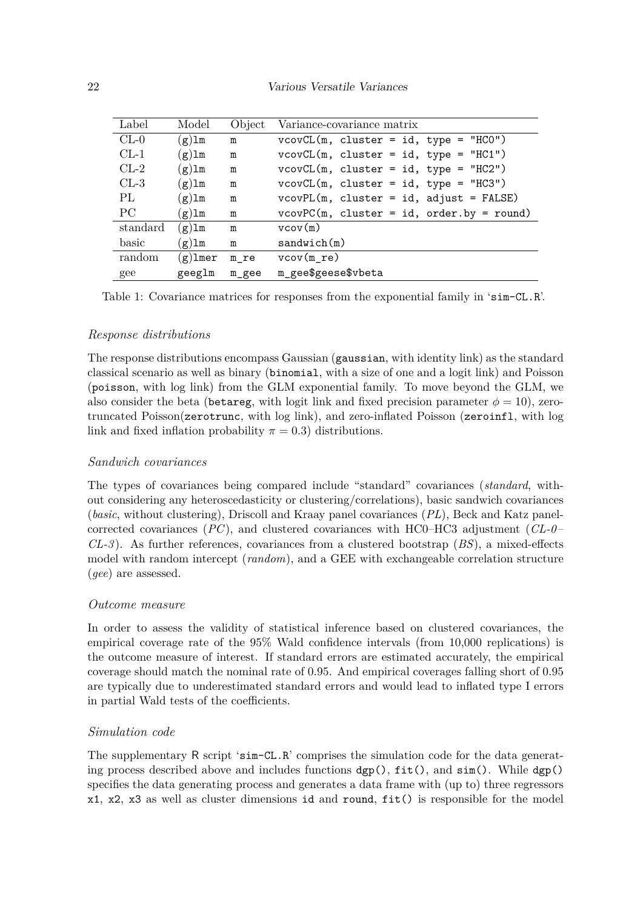| Label | Model | Object | Variance-covariance matrix |
|---|---|---|---|
| CL-0 | (g)lm | m | vcovCL(m, cluster = id, type = "HC0") |
| CL-1 | (g)lm | m | vcovCL(m, cluster = id, type = "HC1") |
| CL-2 | (g)lm | m | vcovCL(m, cluster = id, type = "HC2") |
| CL-3 | (g)lm | m | vcovCL(m, cluster = id, type = "HC3") |
| PL | (g)lm | m | vcovPL(m, cluster = id, adjust = FALSE) |
| PC | (g)lm | m | vcovPC(m, cluster = id, order.by = round) |
| standard | (g)lm | m | vcov(m) |
| basic | (g)lm | m | sandwich(m) |
| random | (g)lmer | m_re | vcov(m_re) |
| gee | geeglm | m_gee | m_gee$geese$vbeta |

Table 1: Covariance matrices for responses from the exponential family in 'sim-CL.R'.

*Response distributions*

The response distributions encompass Gaussian (`gaussian`, with identity link) as the standard classical scenario as well as binary (`binomial`, with a size of one and a logit link) and Poisson (`poisson`, with log link) from the GLM exponential family. To move beyond the GLM, we also consider the beta (`betareg`, with logit link and fixed precision parameter $\phi = 10$), zero-truncated Poisson(`zerotrunc`, with log link), and zero-inflated Poisson (`zeroinfl`, with log link and fixed inflation probability $\pi = 0.3$) distributions.

*Sandwich covariances*

The types of covariances being compared include "standard" covariances (*standard*, without considering any heteroscedasticity or clustering/correlations), basic sandwich covariances (*basic*, without clustering), Driscoll and Kraay panel covariances (*PL*), Beck and Katz panel-corrected covariances (*PC*), and clustered covariances with HC0–HC3 adjustment (*CL-0*–*CL-3*). As further references, covariances from a clustered bootstrap (*BS*), a mixed-effects model with random intercept (*random*), and a GEE with exchangeable correlation structure (*gee*) are assessed.

*Outcome measure*

In order to assess the validity of statistical inference based on clustered covariances, the empirical coverage rate of the 95% Wald confidence intervals (from 10,000 replications) is the outcome measure of interest. If standard errors are estimated accurately, the empirical coverage should match the nominal rate of 0.95. And empirical coverages falling short of 0.95 are typically due to underestimated standard errors and would lead to inflated type I errors in partial Wald tests of the coefficients.

*Simulation code*

The supplementary R script 'sim-CL.R' comprises the simulation code for the data generating process described above and includes functions `dgp()`, `fit()`, and `sim()`. While `dgp()` specifies the data generating process and generates a data frame with (up to) three regressors `x1`, `x2`, `x3` as well as cluster dimensions `id` and `round`, `fit()` is responsible for the model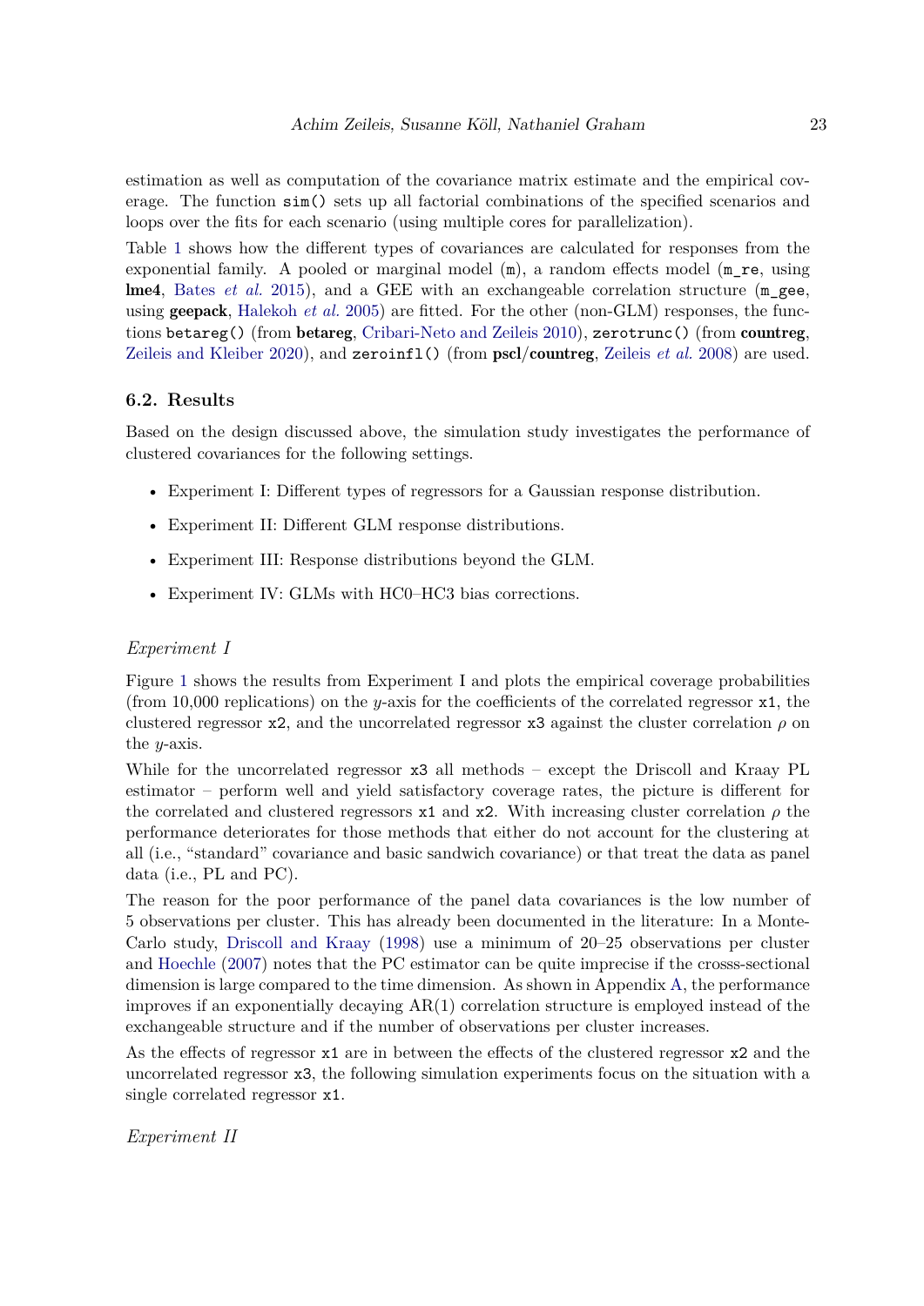estimation as well as computation of the covariance matrix estimate and the empirical coverage. The function `sim()` sets up all factorial combinations of the specified scenarios and loops over the fits for each scenario (using multiple cores for parallelization).

Table 1 shows how the different types of covariances are calculated for responses from the exponential family. A pooled or marginal model (`m`), a random effects model (`m_re`, using **lme4**, Bates *et al.* 2015), and a GEE with an exchangeable correlation structure (`m_gee`, using **geepack**, Halekoh *et al.* 2005) are fitted. For the other (non-GLM) responses, the functions `betareg()` (from **betareg**, Cribari-Neto and Zeileis 2010), `zerotrunc()` (from **countreg**, Zeileis and Kleiber 2020), and `zeroinfl()` (from **pscl**/**countreg**, Zeileis *et al.* 2008) are used.

### 6.2. Results

Based on the design discussed above, the simulation study investigates the performance of clustered covariances for the following settings.

- Experiment I: Different types of regressors for a Gaussian response distribution.
- Experiment II: Different GLM response distributions.
- Experiment III: Response distributions beyond the GLM.
- Experiment IV: GLMs with HC0–HC3 bias corrections.

*Experiment I*

Figure 1 shows the results from Experiment I and plots the empirical coverage probabilities (from 10,000 replications) on the $y$-axis for the coefficients of the correlated regressor `x1`, the clustered regressor `x2`, and the uncorrelated regressor `x3` against the cluster correlation $\rho$ on the $y$-axis.

While for the uncorrelated regressor `x3` all methods – except the Driscoll and Kraay PL estimator – perform well and yield satisfactory coverage rates, the picture is different for the correlated and clustered regressors `x1` and `x2`. With increasing cluster correlation $\rho$ the performance deteriorates for those methods that either do not account for the clustering at all (i.e., "standard" covariance and basic sandwich covariance) or that treat the data as panel data (i.e., PL and PC).

The reason for the poor performance of the panel data covariances is the low number of 5 observations per cluster. This has already been documented in the literature: In a Monte-Carlo study, Driscoll and Kraay (1998) use a minimum of 20–25 observations per cluster and Hoechle (2007) notes that the PC estimator can be quite imprecise if the crosss-sectional dimension is large compared to the time dimension. As shown in Appendix A, the performance improves if an exponentially decaying AR(1) correlation structure is employed instead of the exchangeable structure and if the number of observations per cluster increases.

As the effects of regressor `x1` are in between the effects of the clustered regressor `x2` and the uncorrelated regressor `x3`, the following simulation experiments focus on the situation with a single correlated regressor `x1`.

*Experiment II*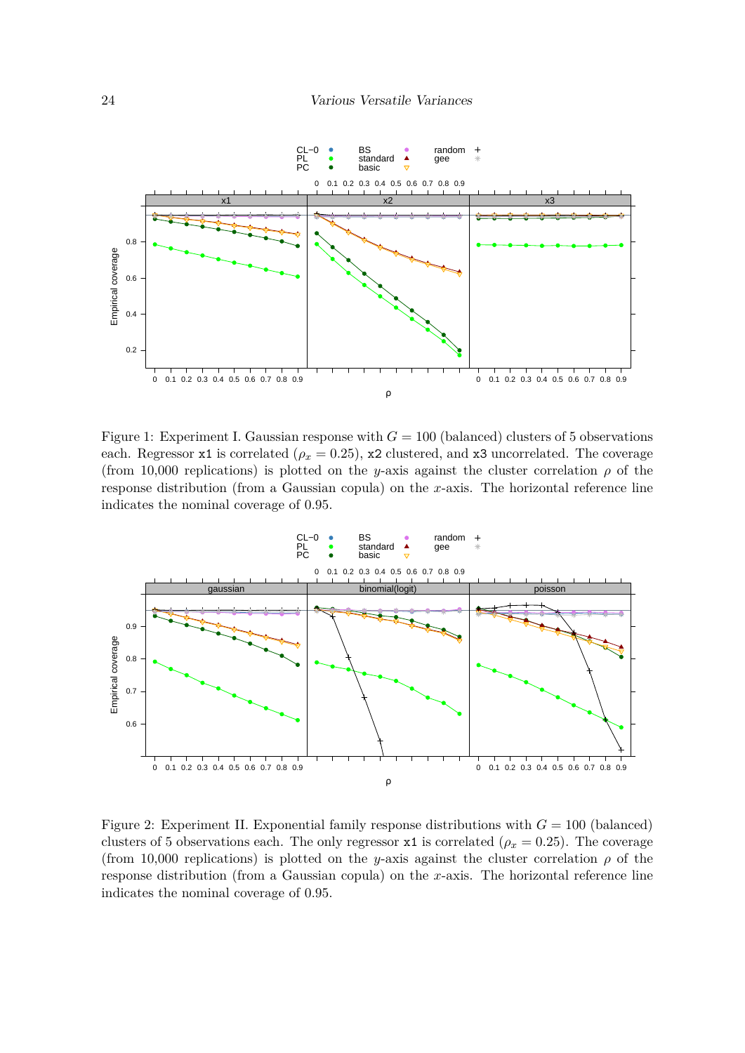Figure 1: Experiment I. Gaussian response with $G = 100$ (balanced) clusters of 5 observations each. Regressor `x1` is correlated ($\rho_x = 0.25$), `x2` clustered, and `x3` uncorrelated. The coverage (from 10,000 replications) is plotted on the $y$-axis against the cluster correlation $\rho$ of the response distribution (from a Gaussian copula) on the $x$-axis. The horizontal reference line indicates the nominal coverage of 0.95.

Figure 2: Experiment II. Exponential family response distributions with $G = 100$ (balanced) clusters of 5 observations each. The only regressor `x1` is correlated ($\rho_x = 0.25$). The coverage (from 10,000 replications) is plotted on the $y$-axis against the cluster correlation $\rho$ of the response distribution (from a Gaussian copula) on the $x$-axis. The horizontal reference line indicates the nominal coverage of 0.95.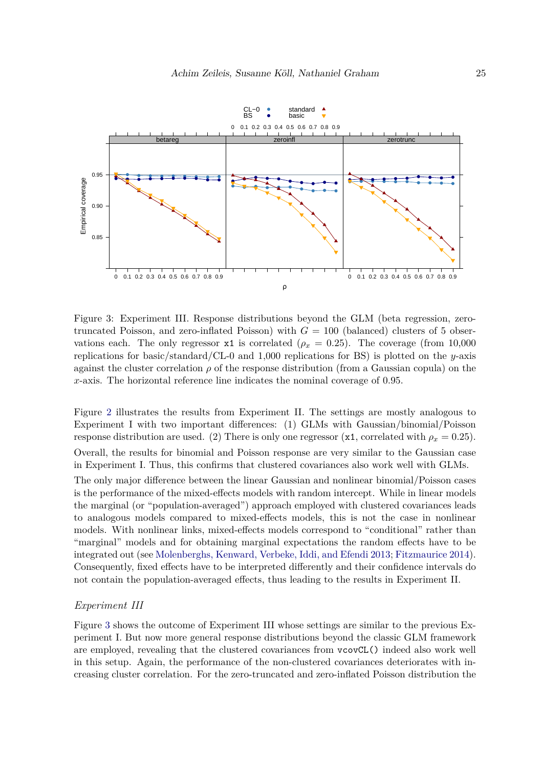Figure 3: Experiment III. Response distributions beyond the GLM (beta regression, zero-truncated Poisson, and zero-inflated Poisson) with $G = 100$ (balanced) clusters of 5 observations each. The only regressor `x1` is correlated ($\rho_x = 0.25$). The coverage (from 10,000 replications for basic/standard/CL-0 and 1,000 replications for BS) is plotted on the $y$-axis against the cluster correlation $\rho$ of the response distribution (from a Gaussian copula) on the $x$-axis. The horizontal reference line indicates the nominal coverage of 0.95.

Figure 2 illustrates the results from Experiment II. The settings are mostly analogous to Experiment I with two important differences: (1) GLMs with Gaussian/binomial/Poisson response distribution are used. (2) There is only one regressor (`x1`, correlated with $\rho_x = 0.25$). Overall, the results for binomial and Poisson response are very similar to the Gaussian case in Experiment I. Thus, this confirms that clustered covariances also work well with GLMs.

The only major difference between the linear Gaussian and nonlinear binomial/Poisson cases is the performance of the mixed-effects models with random intercept. While in linear models the marginal (or "population-averaged") approach employed with clustered covariances leads to analogous models compared to mixed-effects models, this is not the case in nonlinear models. With nonlinear links, mixed-effects models correspond to "conditional" rather than "marginal" models and for obtaining marginal expectations the random effects have to be integrated out (see Molenberghs, Kenward, Verbeke, Iddi, and Efendi 2013; Fitzmaurice 2014). Consequently, fixed effects have to be interpreted differently and their confidence intervals do not contain the population-averaged effects, thus leading to the results in Experiment II.

### *Experiment III*

Figure 3 shows the outcome of Experiment III whose settings are similar to the previous Experiment I. But now more general response distributions beyond the classic GLM framework are employed, revealing that the clustered covariances from `vcovCL()` indeed also work well in this setup. Again, the performance of the non-clustered covariances deteriorates with increasing cluster correlation. For the zero-truncated and zero-inflated Poisson distribution the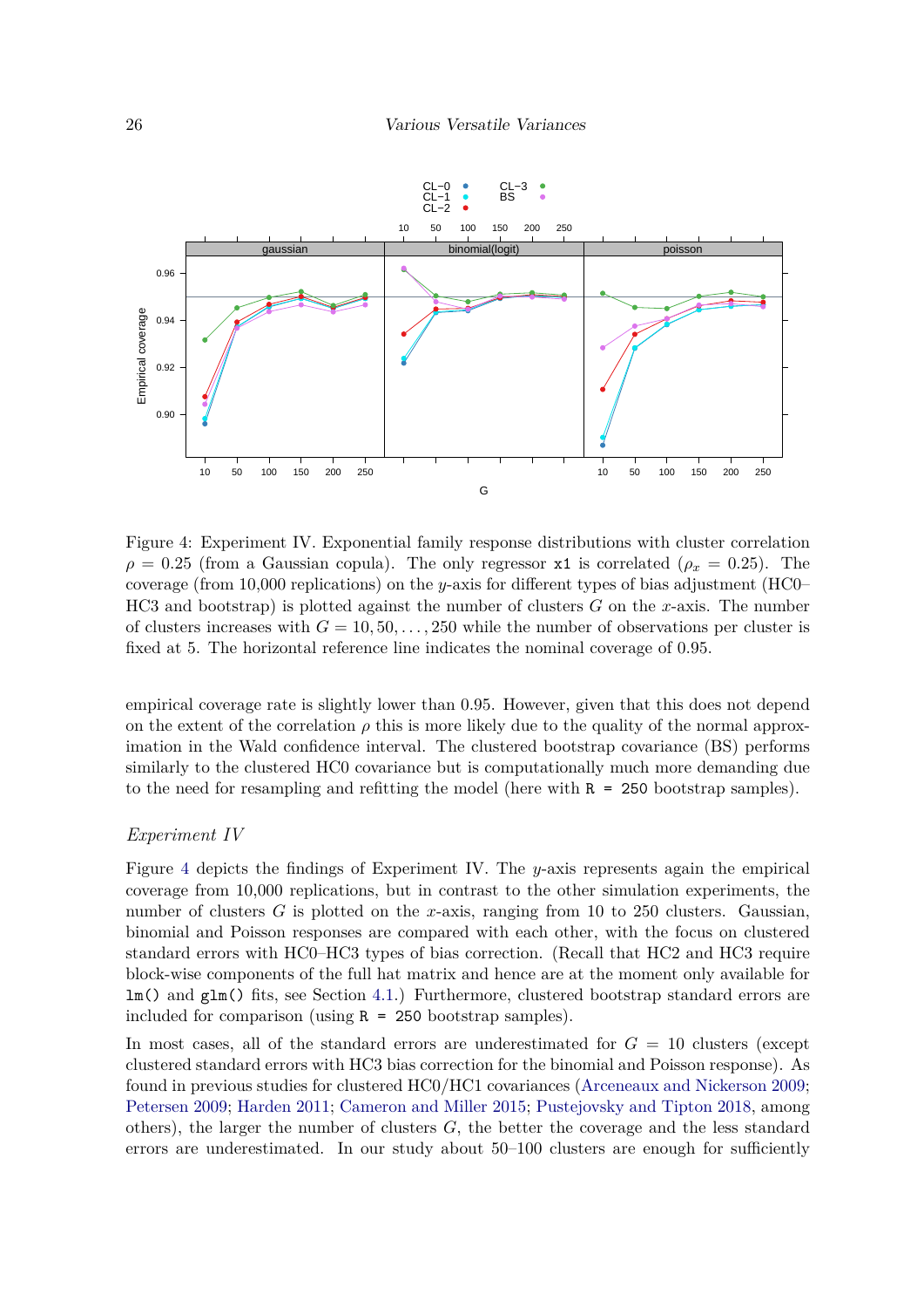Figure 4: Experiment IV. Exponential family response distributions with cluster correlation $\rho = 0.25$ (from a Gaussian copula). The only regressor `x1` is correlated ($\rho_x = 0.25$). The coverage (from 10,000 replications) on the $y$-axis for different types of bias adjustment (HC0–HC3 and bootstrap) is plotted against the number of clusters $G$ on the $x$-axis. The number of clusters increases with $G = 10, 50, \ldots, 250$ while the number of observations per cluster is fixed at 5. The horizontal reference line indicates the nominal coverage of 0.95.

empirical coverage rate is slightly lower than 0.95. However, given that this does not depend on the extent of the correlation $\rho$ this is more likely due to the quality of the normal approximation in the Wald confidence interval. The clustered bootstrap covariance (BS) performs similarly to the clustered HC0 covariance but is computationally much more demanding due to the need for resampling and refitting the model (here with `R = 250` bootstrap samples).

*Experiment IV*

Figure 4 depicts the findings of Experiment IV. The $y$-axis represents again the empirical coverage from 10,000 replications, but in contrast to the other simulation experiments, the number of clusters $G$ is plotted on the $x$-axis, ranging from 10 to 250 clusters. Gaussian, binomial and Poisson responses are compared with each other, with the focus on clustered standard errors with HC0–HC3 types of bias correction. (Recall that HC2 and HC3 require block-wise components of the full hat matrix and hence are at the moment only available for `lm()` and `glm()` fits, see Section 4.1.) Furthermore, clustered bootstrap standard errors are included for comparison (using `R = 250` bootstrap samples).

In most cases, all of the standard errors are underestimated for $G = 10$ clusters (except clustered standard errors with HC3 bias correction for the binomial and Poisson response). As found in previous studies for clustered HC0/HC1 covariances (Arceneaux and Nickerson 2009; Petersen 2009; Harden 2011; Cameron and Miller 2015; Pustejovsky and Tipton 2018, among others), the larger the number of clusters $G$, the better the coverage and the less standard errors are underestimated. In our study about 50–100 clusters are enough for sufficiently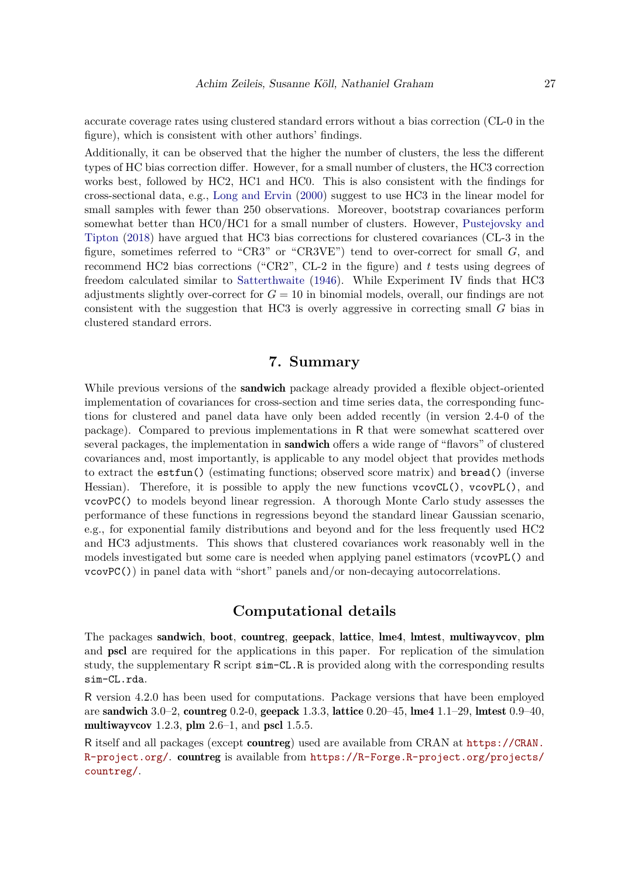accurate coverage rates using clustered standard errors without a bias correction (CL-0 in the figure), which is consistent with other authors' findings.

Additionally, it can be observed that the higher the number of clusters, the less the different types of HC bias correction differ. However, for a small number of clusters, the HC3 correction works best, followed by HC2, HC1 and HC0. This is also consistent with the findings for cross-sectional data, e.g., Long and Ervin (2000) suggest to use HC3 in the linear model for small samples with fewer than 250 observations. Moreover, bootstrap covariances perform somewhat better than HC0/HC1 for a small number of clusters. However, Pustejovsky and Tipton (2018) have argued that HC3 bias corrections for clustered covariances (CL-3 in the figure, sometimes referred to "CR3" or "CR3VE") tend to over-correct for small $G$, and recommend HC2 bias corrections ("CR2", CL-2 in the figure) and $t$ tests using degrees of freedom calculated similar to Satterthwaite (1946). While Experiment IV finds that HC3 adjustments slightly over-correct for $G = 10$ in binomial models, overall, our findings are not consistent with the suggestion that HC3 is overly aggressive in correcting small $G$ bias in clustered standard errors.

# 7. Summary

While previous versions of the **sandwich** package already provided a flexible object-oriented implementation of covariances for cross-section and time series data, the corresponding functions for clustered and panel data have only been added recently (in version 2.4-0 of the package). Compared to previous implementations in R that were somewhat scattered over several packages, the implementation in **sandwich** offers a wide range of "flavors" of clustered covariances and, most importantly, is applicable to any model object that provides methods to extract the `estfun()` (estimating functions; observed score matrix) and `bread()` (inverse Hessian). Therefore, it is possible to apply the new functions `vcovCL()`, `vcovPL()`, and `vcovPC()` to models beyond linear regression. A thorough Monte Carlo study assesses the performance of these functions in regressions beyond the standard linear Gaussian scenario, e.g., for exponential family distributions and beyond and for the less frequently used HC2 and HC3 adjustments. This shows that clustered covariances work reasonably well in the models investigated but some care is needed when applying panel estimators (`vcovPL()` and `vcovPC()`) in panel data with "short" panels and/or non-decaying autocorrelations.

# Computational details

The packages **sandwich**, **boot**, **countreg**, **geepack**, **lattice**, **lme4**, **lmtest**, **multiwayvcov**, **plm** and **pscl** are required for the applications in this paper. For replication of the simulation study, the supplementary R script `sim-CL.R` is provided along with the corresponding results `sim-CL.rda`.

R version 4.2.0 has been used for computations. Package versions that have been employed are **sandwich** 3.0–2, **countreg** 0.2-0, **geepack** 1.3.3, **lattice** 0.20–45, **lme4** 1.1–29, **lmtest** 0.9–40, **multiwayvcov** 1.2.3, **plm** 2.6–1, and **pscl** 1.5.5.

R itself and all packages (except **countreg**) used are available from CRAN at https://CRAN.R-project.org/. **countreg** is available from https://R-Forge.R-project.org/projects/countreg/.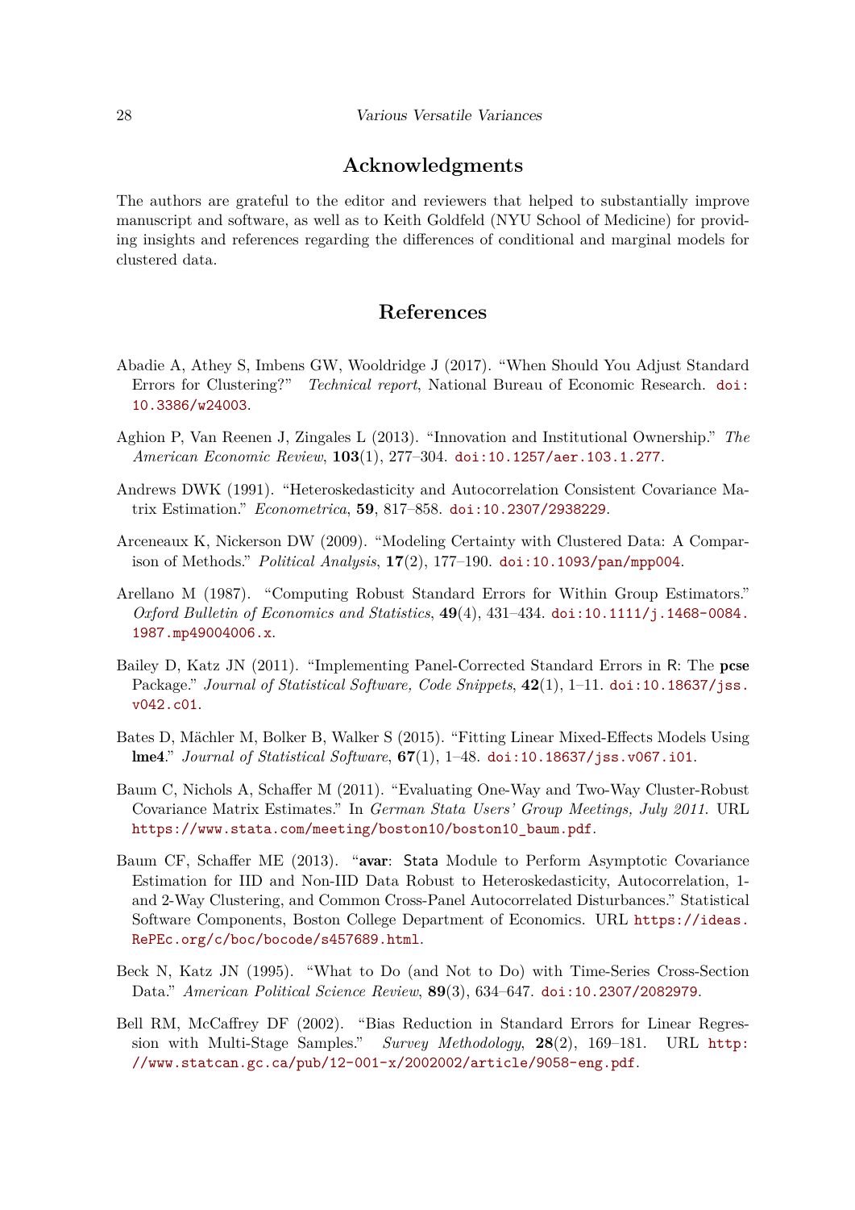## Acknowledgments

The authors are grateful to the editor and reviewers that helped to substantially improve manuscript and software, as well as to Keith Goldfeld (NYU School of Medicine) for providing insights and references regarding the differences of conditional and marginal models for clustered data.

## References

Abadie A, Athey S, Imbens GW, Wooldridge J (2017). "When Should You Adjust Standard Errors for Clustering?" *Technical report*, National Bureau of Economic Research. doi:10.3386/w24003.

Aghion P, Van Reenen J, Zingales L (2013). "Innovation and Institutional Ownership." *The American Economic Review*, **103**(1), 277–304. doi:10.1257/aer.103.1.277.

Andrews DWK (1991). "Heteroskedasticity and Autocorrelation Consistent Covariance Matrix Estimation." *Econometrica*, **59**, 817–858. doi:10.2307/2938229.

Arceneaux K, Nickerson DW (2009). "Modeling Certainty with Clustered Data: A Comparison of Methods." *Political Analysis*, **17**(2), 177–190. doi:10.1093/pan/mpp004.

Arellano M (1987). "Computing Robust Standard Errors for Within Group Estimators." *Oxford Bulletin of Economics and Statistics*, **49**(4), 431–434. doi:10.1111/j.1468-0084.1987.mp49004006.x.

Bailey D, Katz JN (2011). "Implementing Panel-Corrected Standard Errors in R: The **pcse** Package." *Journal of Statistical Software, Code Snippets*, **42**(1), 1–11. doi:10.18637/jss.v042.c01.

Bates D, Mächler M, Bolker B, Walker S (2015). "Fitting Linear Mixed-Effects Models Using **lme4**." *Journal of Statistical Software*, **67**(1), 1–48. doi:10.18637/jss.v067.i01.

Baum C, Nichols A, Schaffer M (2011). "Evaluating One-Way and Two-Way Cluster-Robust Covariance Matrix Estimates." In *German Stata Users' Group Meetings, July 2011*. URL https://www.stata.com/meeting/boston10/boston10_baum.pdf.

Baum CF, Schaffer ME (2013). "**avar**: Stata Module to Perform Asymptotic Covariance Estimation for IID and Non-IID Data Robust to Heteroskedasticity, Autocorrelation, 1- and 2-Way Clustering, and Common Cross-Panel Autocorrelated Disturbances." Statistical Software Components, Boston College Department of Economics. URL https://ideas.RePEc.org/c/boc/bocode/s457689.html.

Beck N, Katz JN (1995). "What to Do (and Not to Do) with Time-Series Cross-Section Data." *American Political Science Review*, **89**(3), 634–647. doi:10.2307/2082979.

Bell RM, McCaffrey DF (2002). "Bias Reduction in Standard Errors for Linear Regression with Multi-Stage Samples." *Survey Methodology*, **28**(2), 169–181. URL http://www.statcan.gc.ca/pub/12-001-x/2002002/article/9058-eng.pdf.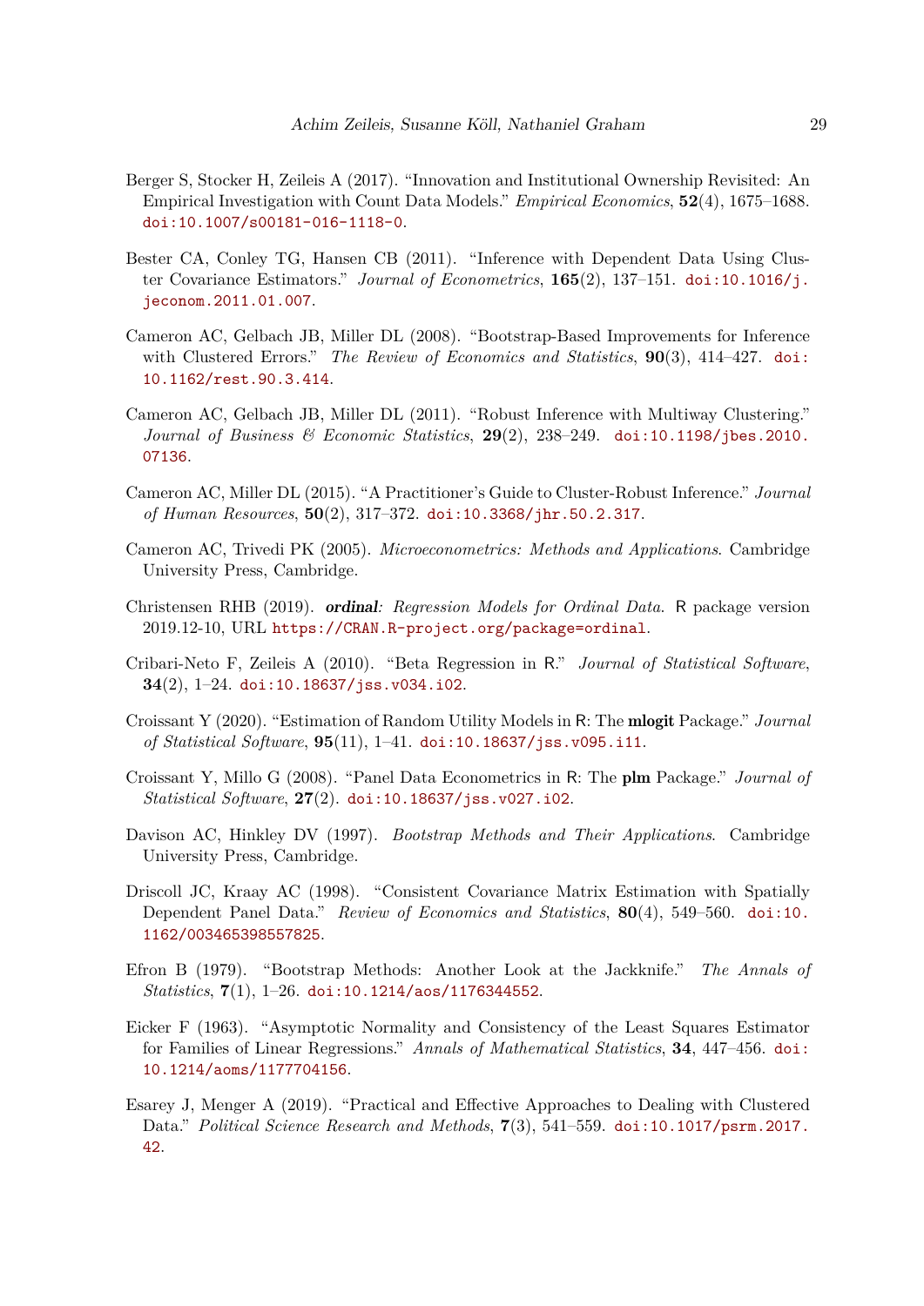Berger S, Stocker H, Zeileis A (2017). "Innovation and Institutional Ownership Revisited: An Empirical Investigation with Count Data Models." *Empirical Economics*, **52**(4), 1675–1688. doi:10.1007/s00181-016-1118-0.

Bester CA, Conley TG, Hansen CB (2011). "Inference with Dependent Data Using Cluster Covariance Estimators." *Journal of Econometrics*, **165**(2), 137–151. doi:10.1016/j.jeconom.2011.01.007.

Cameron AC, Gelbach JB, Miller DL (2008). "Bootstrap-Based Improvements for Inference with Clustered Errors." *The Review of Economics and Statistics*, **90**(3), 414–427. doi:10.1162/rest.90.3.414.

Cameron AC, Gelbach JB, Miller DL (2011). "Robust Inference with Multiway Clustering." *Journal of Business & Economic Statistics*, **29**(2), 238–249. doi:10.1198/jbes.2010.07136.

Cameron AC, Miller DL (2015). "A Practitioner's Guide to Cluster-Robust Inference." *Journal of Human Resources*, **50**(2), 317–372. doi:10.3368/jhr.50.2.317.

Cameron AC, Trivedi PK (2005). *Microeconometrics: Methods and Applications*. Cambridge University Press, Cambridge.

Christensen RHB (2019). ***ordinal**: Regression Models for Ordinal Data*. R package version 2019.12-10, URL https://CRAN.R-project.org/package=ordinal.

Cribari-Neto F, Zeileis A (2010). "Beta Regression in R." *Journal of Statistical Software*, **34**(2), 1–24. doi:10.18637/jss.v034.i02.

Croissant Y (2020). "Estimation of Random Utility Models in R: The **mlogit** Package." *Journal of Statistical Software*, **95**(11), 1–41. doi:10.18637/jss.v095.i11.

Croissant Y, Millo G (2008). "Panel Data Econometrics in R: The **plm** Package." *Journal of Statistical Software*, **27**(2). doi:10.18637/jss.v027.i02.

Davison AC, Hinkley DV (1997). *Bootstrap Methods and Their Applications*. Cambridge University Press, Cambridge.

Driscoll JC, Kraay AC (1998). "Consistent Covariance Matrix Estimation with Spatially Dependent Panel Data." *Review of Economics and Statistics*, **80**(4), 549–560. doi:10.1162/003465398557825.

Efron B (1979). "Bootstrap Methods: Another Look at the Jackknife." *The Annals of Statistics*, **7**(1), 1–26. doi:10.1214/aos/1176344552.

Eicker F (1963). "Asymptotic Normality and Consistency of the Least Squares Estimator for Families of Linear Regressions." *Annals of Mathematical Statistics*, **34**, 447–456. doi:10.1214/aoms/1177704156.

Esarey J, Menger A (2019). "Practical and Effective Approaches to Dealing with Clustered Data." *Political Science Research and Methods*, **7**(3), 541–559. doi:10.1017/psrm.2017.42.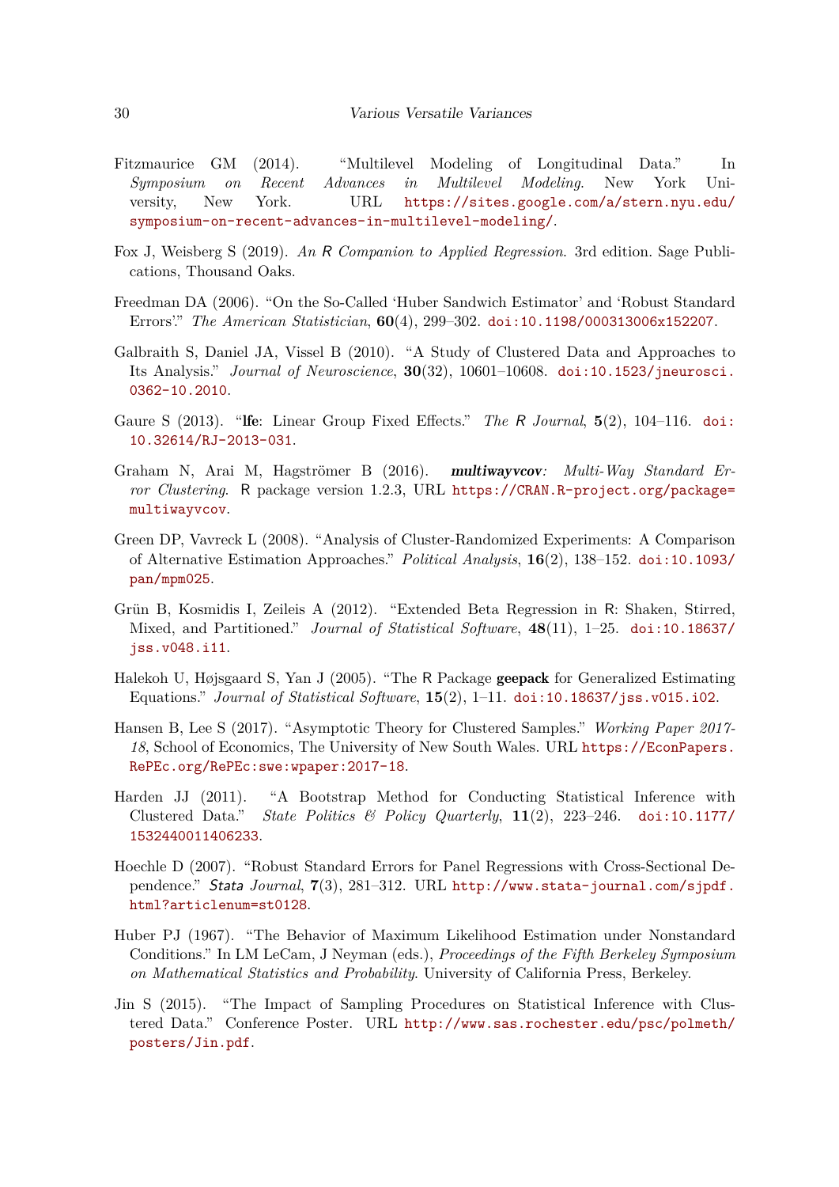Fitzmaurice GM (2014). "Multilevel Modeling of Longitudinal Data." In *Symposium on Recent Advances in Multilevel Modeling*. New York University, New York. URL https://sites.google.com/a/stern.nyu.edu/symposium-on-recent-advances-in-multilevel-modeling/.

Fox J, Weisberg S (2019). *An R Companion to Applied Regression*. 3rd edition. Sage Publications, Thousand Oaks.

Freedman DA (2006). "On the So-Called 'Huber Sandwich Estimator' and 'Robust Standard Errors'." *The American Statistician*, **60**(4), 299–302. doi:10.1198/000313006x152207.

Galbraith S, Daniel JA, Vissel B (2010). "A Study of Clustered Data and Approaches to Its Analysis." *Journal of Neuroscience*, **30**(32), 10601–10608. doi:10.1523/jneurosci.0362-10.2010.

Gaure S (2013). "**lfe**: Linear Group Fixed Effects." *The R Journal*, **5**(2), 104–116. doi:10.32614/RJ-2013-031.

Graham N, Arai M, Hagströmer B (2016). ***multiwayvcov****: Multi-Way Standard Error Clustering*. R package version 1.2.3, URL https://CRAN.R-project.org/package=multiwayvcov.

Green DP, Vavreck L (2008). "Analysis of Cluster-Randomized Experiments: A Comparison of Alternative Estimation Approaches." *Political Analysis*, **16**(2), 138–152. doi:10.1093/pan/mpm025.

Grün B, Kosmidis I, Zeileis A (2012). "Extended Beta Regression in R: Shaken, Stirred, Mixed, and Partitioned." *Journal of Statistical Software*, **48**(11), 1–25. doi:10.18637/jss.v048.i11.

Halekoh U, Højsgaard S, Yan J (2005). "The R Package **geepack** for Generalized Estimating Equations." *Journal of Statistical Software*, **15**(2), 1–11. doi:10.18637/jss.v015.i02.

Hansen B, Lee S (2017). "Asymptotic Theory for Clustered Samples." *Working Paper 2017-18*, School of Economics, The University of New South Wales. URL https://EconPapers.RePEc.org/RePEc:swe:wpaper:2017-18.

Harden JJ (2011). "A Bootstrap Method for Conducting Statistical Inference with Clustered Data." *State Politics & Policy Quarterly*, **11**(2), 223–246. doi:10.1177/1532440011406233.

Hoechle D (2007). "Robust Standard Errors for Panel Regressions with Cross-Sectional Dependence." *Stata Journal*, **7**(3), 281–312. URL http://www.stata-journal.com/sjpdf.html?articlenum=st0128.

Huber PJ (1967). "The Behavior of Maximum Likelihood Estimation under Nonstandard Conditions." In LM LeCam, J Neyman (eds.), *Proceedings of the Fifth Berkeley Symposium on Mathematical Statistics and Probability*. University of California Press, Berkeley.

Jin S (2015). "The Impact of Sampling Procedures on Statistical Inference with Clustered Data." Conference Poster. URL http://www.sas.rochester.edu/psc/polmeth/posters/Jin.pdf.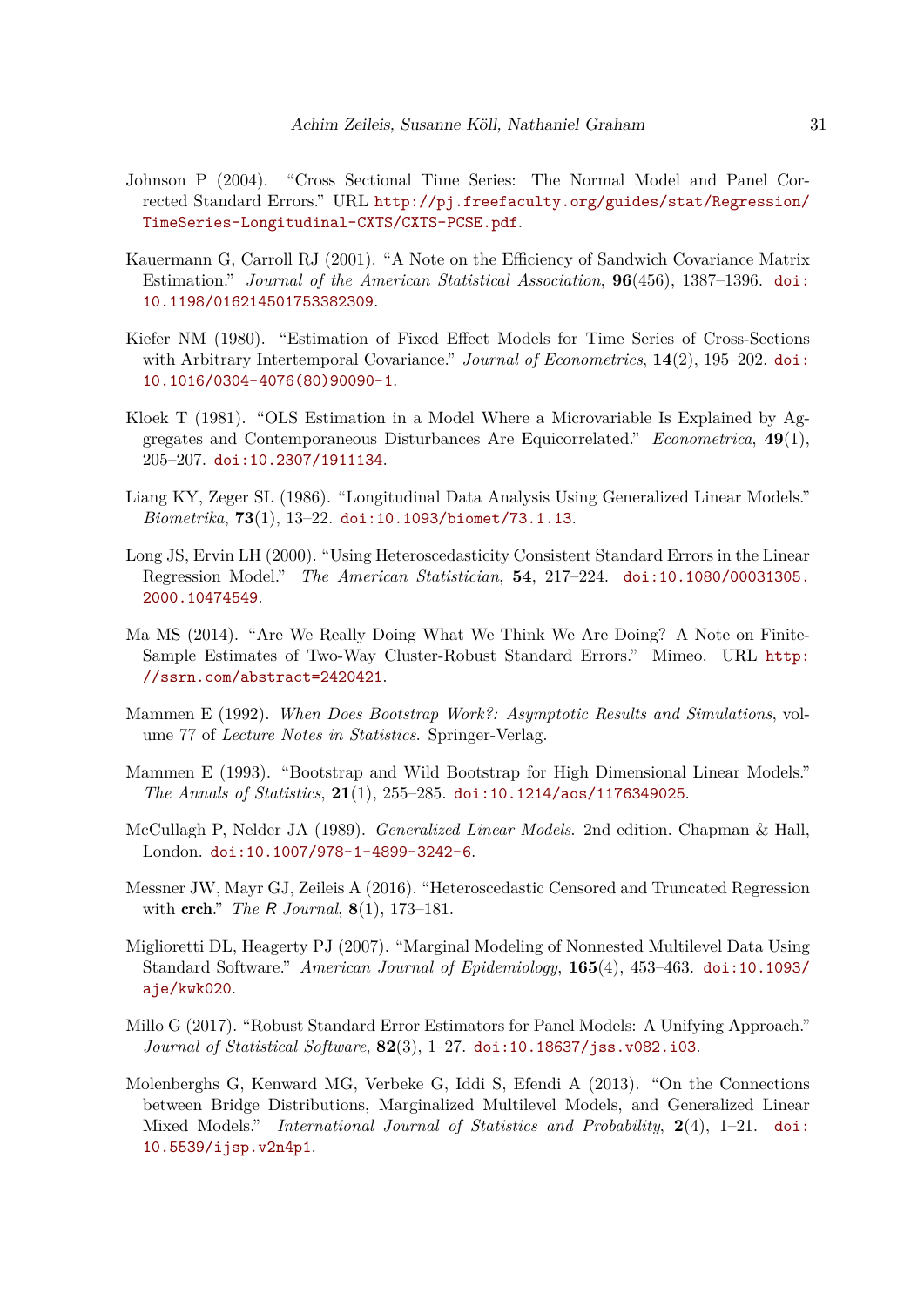Johnson P (2004). "Cross Sectional Time Series: The Normal Model and Panel Corrected Standard Errors." URL http://pj.freefaculty.org/guides/stat/Regression/TimeSeries-Longitudinal-CXTS/CXTS-PCSE.pdf.

Kauermann G, Carroll RJ (2001). "A Note on the Efficiency of Sandwich Covariance Matrix Estimation." *Journal of the American Statistical Association*, **96**(456), 1387–1396. doi:10.1198/016214501753382309.

Kiefer NM (1980). "Estimation of Fixed Effect Models for Time Series of Cross-Sections with Arbitrary Intertemporal Covariance." *Journal of Econometrics*, **14**(2), 195–202. doi:10.1016/0304-4076(80)90090-1.

Kloek T (1981). "OLS Estimation in a Model Where a Microvariable Is Explained by Aggregates and Contemporaneous Disturbances Are Equicorrelated." *Econometrica*, **49**(1), 205–207. doi:10.2307/1911134.

Liang KY, Zeger SL (1986). "Longitudinal Data Analysis Using Generalized Linear Models." *Biometrika*, **73**(1), 13–22. doi:10.1093/biomet/73.1.13.

Long JS, Ervin LH (2000). "Using Heteroscedasticity Consistent Standard Errors in the Linear Regression Model." *The American Statistician*, **54**, 217–224. doi:10.1080/00031305.2000.10474549.

Ma MS (2014). "Are We Really Doing What We Think We Are Doing? A Note on Finite-Sample Estimates of Two-Way Cluster-Robust Standard Errors." Mimeo. URL http://ssrn.com/abstract=2420421.

Mammen E (1992). *When Does Bootstrap Work?: Asymptotic Results and Simulations*, volume 77 of *Lecture Notes in Statistics*. Springer-Verlag.

Mammen E (1993). "Bootstrap and Wild Bootstrap for High Dimensional Linear Models." *The Annals of Statistics*, **21**(1), 255–285. doi:10.1214/aos/1176349025.

McCullagh P, Nelder JA (1989). *Generalized Linear Models*. 2nd edition. Chapman & Hall, London. doi:10.1007/978-1-4899-3242-6.

Messner JW, Mayr GJ, Zeileis A (2016). "Heteroscedastic Censored and Truncated Regression with **crch**." *The R Journal*, **8**(1), 173–181.

Miglioretti DL, Heagerty PJ (2007). "Marginal Modeling of Nonnested Multilevel Data Using Standard Software." *American Journal of Epidemiology*, **165**(4), 453–463. doi:10.1093/aje/kwk020.

Millo G (2017). "Robust Standard Error Estimators for Panel Models: A Unifying Approach." *Journal of Statistical Software*, **82**(3), 1–27. doi:10.18637/jss.v082.i03.

Molenberghs G, Kenward MG, Verbeke G, Iddi S, Efendi A (2013). "On the Connections between Bridge Distributions, Marginalized Multilevel Models, and Generalized Linear Mixed Models." *International Journal of Statistics and Probability*, **2**(4), 1–21. doi:10.5539/ijsp.v2n4p1.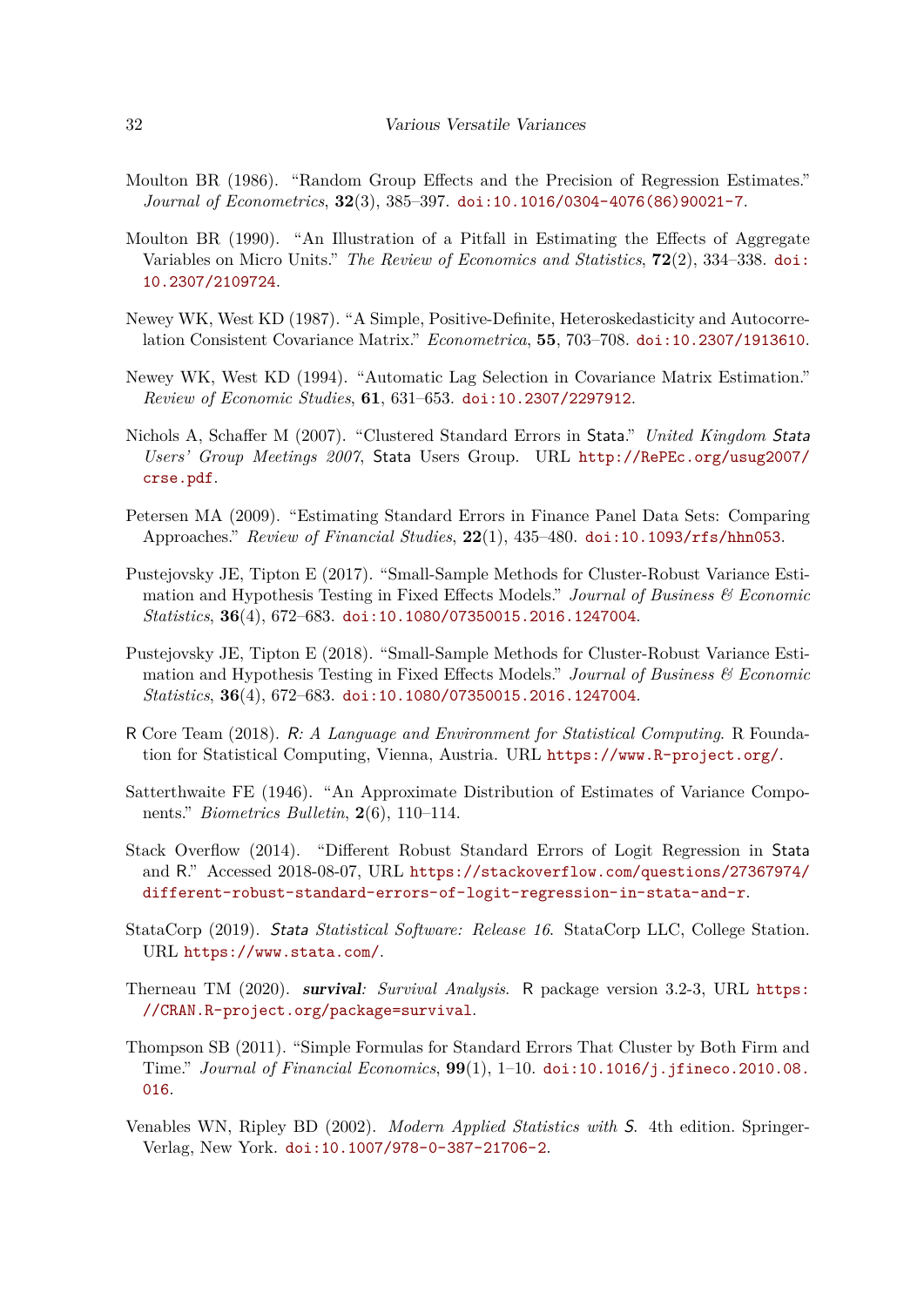Moulton BR (1986). "Random Group Effects and the Precision of Regression Estimates." *Journal of Econometrics*, **32**(3), 385–397. doi:10.1016/0304-4076(86)90021-7.

Moulton BR (1990). "An Illustration of a Pitfall in Estimating the Effects of Aggregate Variables on Micro Units." *The Review of Economics and Statistics*, **72**(2), 334–338. doi:10.2307/2109724.

Newey WK, West KD (1987). "A Simple, Positive-Definite, Heteroskedasticity and Autocorrelation Consistent Covariance Matrix." *Econometrica*, **55**, 703–708. doi:10.2307/1913610.

Newey WK, West KD (1994). "Automatic Lag Selection in Covariance Matrix Estimation." *Review of Economic Studies*, **61**, 631–653. doi:10.2307/2297912.

Nichols A, Schaffer M (2007). "Clustered Standard Errors in Stata." *United Kingdom Stata Users' Group Meetings 2007*, Stata Users Group. URL http://RePEc.org/usug2007/crse.pdf.

Petersen MA (2009). "Estimating Standard Errors in Finance Panel Data Sets: Comparing Approaches." *Review of Financial Studies*, **22**(1), 435–480. doi:10.1093/rfs/hhn053.

Pustejovsky JE, Tipton E (2017). "Small-Sample Methods for Cluster-Robust Variance Estimation and Hypothesis Testing in Fixed Effects Models." *Journal of Business & Economic Statistics*, **36**(4), 672–683. doi:10.1080/07350015.2016.1247004.

Pustejovsky JE, Tipton E (2018). "Small-Sample Methods for Cluster-Robust Variance Estimation and Hypothesis Testing in Fixed Effects Models." *Journal of Business & Economic Statistics*, **36**(4), 672–683. doi:10.1080/07350015.2016.1247004.

R Core Team (2018). *R: A Language and Environment for Statistical Computing*. R Foundation for Statistical Computing, Vienna, Austria. URL https://www.R-project.org/.

Satterthwaite FE (1946). "An Approximate Distribution of Estimates of Variance Components." *Biometrics Bulletin*, **2**(6), 110–114.

Stack Overflow (2014). "Different Robust Standard Errors of Logit Regression in Stata and R." Accessed 2018-08-07, URL https://stackoverflow.com/questions/27367974/different-robust-standard-errors-of-logit-regression-in-stata-and-r.

StataCorp (2019). *Stata Statistical Software: Release 16*. StataCorp LLC, College Station. URL https://www.stata.com/.

Therneau TM (2020). ***survival**: Survival Analysis*. R package version 3.2-3, URL https://CRAN.R-project.org/package=survival.

Thompson SB (2011). "Simple Formulas for Standard Errors That Cluster by Both Firm and Time." *Journal of Financial Economics*, **99**(1), 1–10. doi:10.1016/j.jfineco.2010.08.016.

Venables WN, Ripley BD (2002). *Modern Applied Statistics with S*. 4th edition. Springer-Verlag, New York. doi:10.1007/978-0-387-21706-2.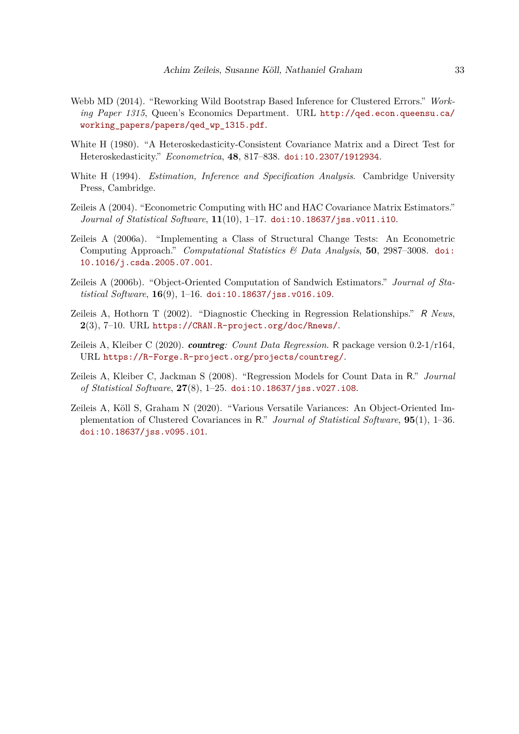Webb MD (2014). "Reworking Wild Bootstrap Based Inference for Clustered Errors." *Working Paper 1315*, Queen's Economics Department. URL http://qed.econ.queensu.ca/working_papers/papers/qed_wp_1315.pdf.

White H (1980). "A Heteroskedasticity-Consistent Covariance Matrix and a Direct Test for Heteroskedasticity." *Econometrica*, **48**, 817–838. doi:10.2307/1912934.

White H (1994). *Estimation, Inference and Specification Analysis*. Cambridge University Press, Cambridge.

Zeileis A (2004). "Econometric Computing with HC and HAC Covariance Matrix Estimators." *Journal of Statistical Software*, **11**(10), 1–17. doi:10.18637/jss.v011.i10.

Zeileis A (2006a). "Implementing a Class of Structural Change Tests: An Econometric Computing Approach." *Computational Statistics & Data Analysis*, **50**, 2987–3008. doi:10.1016/j.csda.2005.07.001.

Zeileis A (2006b). "Object-Oriented Computation of Sandwich Estimators." *Journal of Statistical Software*, **16**(9), 1–16. doi:10.18637/jss.v016.i09.

Zeileis A, Hothorn T (2002). "Diagnostic Checking in Regression Relationships." *R News*, **2**(3), 7–10. URL https://CRAN.R-project.org/doc/Rnews/.

Zeileis A, Kleiber C (2020). ***countreg**: Count Data Regression*. R package version 0.2-1/r164, URL https://R-Forge.R-project.org/projects/countreg/.

Zeileis A, Kleiber C, Jackman S (2008). "Regression Models for Count Data in R." *Journal of Statistical Software*, **27**(8), 1–25. doi:10.18637/jss.v027.i08.

Zeileis A, Köll S, Graham N (2020). "Various Versatile Variances: An Object-Oriented Implementation of Clustered Covariances in R." *Journal of Statistical Software*, **95**(1), 1–36. doi:10.18637/jss.v095.i01.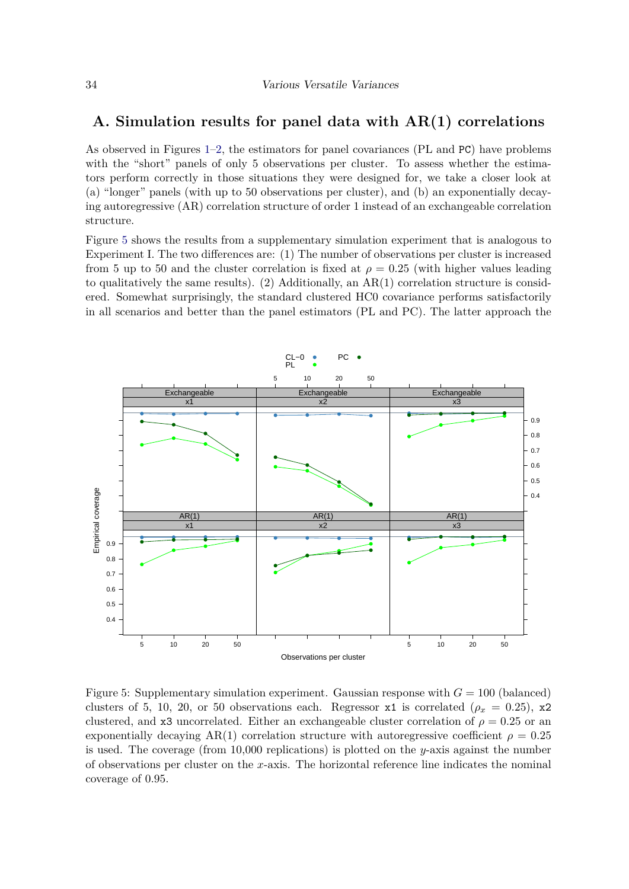## A. Simulation results for panel data with AR(1) correlations

As observed in Figures 1–2, the estimators for panel covariances (PL and PC) have problems with the "short" panels of only 5 observations per cluster. To assess whether the estimators perform correctly in those situations they were designed for, we take a closer look at (a) "longer" panels (with up to 50 observations per cluster), and (b) an exponentially decaying autoregressive (AR) correlation structure of order 1 instead of an exchangeable correlation structure.

Figure 5 shows the results from a supplementary simulation experiment that is analogous to Experiment I. The two differences are: (1) The number of observations per cluster is increased from 5 up to 50 and the cluster correlation is fixed at $\rho = 0.25$ (with higher values leading to qualitatively the same results). (2) Additionally, an AR(1) correlation structure is considered. Somewhat surprisingly, the standard clustered HC0 covariance performs satisfactorily in all scenarios and better than the panel estimators (PL and PC). The latter approach the

Figure 5: Supplementary simulation experiment. Gaussian response with $G = 100$ (balanced) clusters of 5, 10, 20, or 50 observations each. Regressor x1 is correlated ($\rho_x = 0.25$), x2 clustered, and x3 uncorrelated. Either an exchangeable cluster correlation of $\rho = 0.25$ or an exponentially decaying AR(1) correlation structure with autoregressive coefficient $\rho = 0.25$ is used. The coverage (from 10,000 replications) is plotted on the $y$-axis against the number of observations per cluster on the $x$-axis. The horizontal reference line indicates the nominal coverage of 0.95.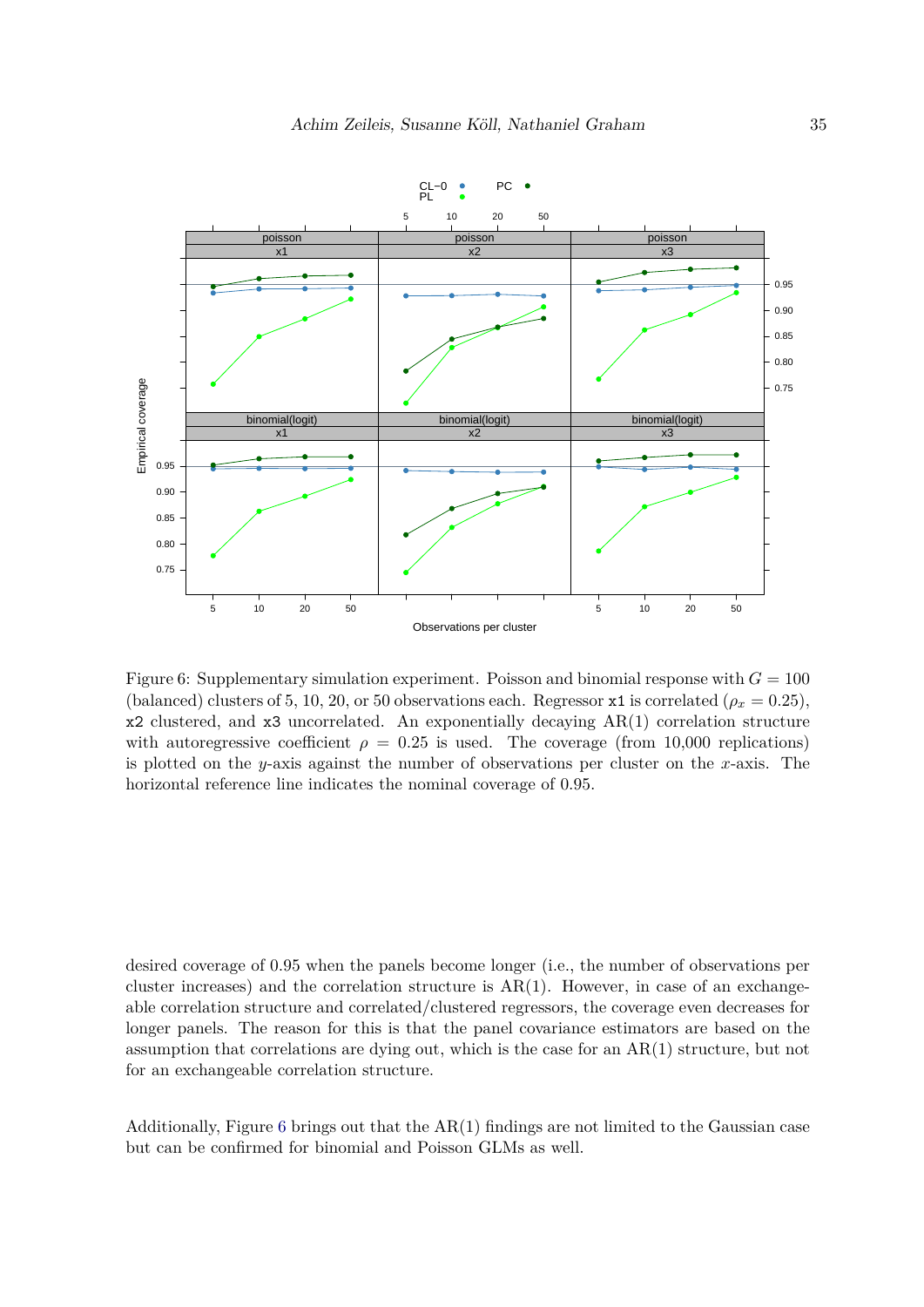Figure 6: Supplementary simulation experiment. Poisson and binomial response with $G = 100$ (balanced) clusters of 5, 10, 20, or 50 observations each. Regressor x1 is correlated ($\rho_x = 0.25$), x2 clustered, and x3 uncorrelated. An exponentially decaying AR(1) correlation structure with autoregressive coefficient $\rho = 0.25$ is used. The coverage (from 10,000 replications) is plotted on the $y$-axis against the number of observations per cluster on the $x$-axis. The horizontal reference line indicates the nominal coverage of 0.95.

desired coverage of 0.95 when the panels become longer (i.e., the number of observations per cluster increases) and the correlation structure is AR(1). However, in case of an exchangeable correlation structure and correlated/clustered regressors, the coverage even decreases for longer panels. The reason for this is that the panel covariance estimators are based on the assumption that correlations are dying out, which is the case for an AR(1) structure, but not for an exchangeable correlation structure.

Additionally, Figure 6 brings out that the AR(1) findings are not limited to the Gaussian case but can be confirmed for binomial and Poisson GLMs as well.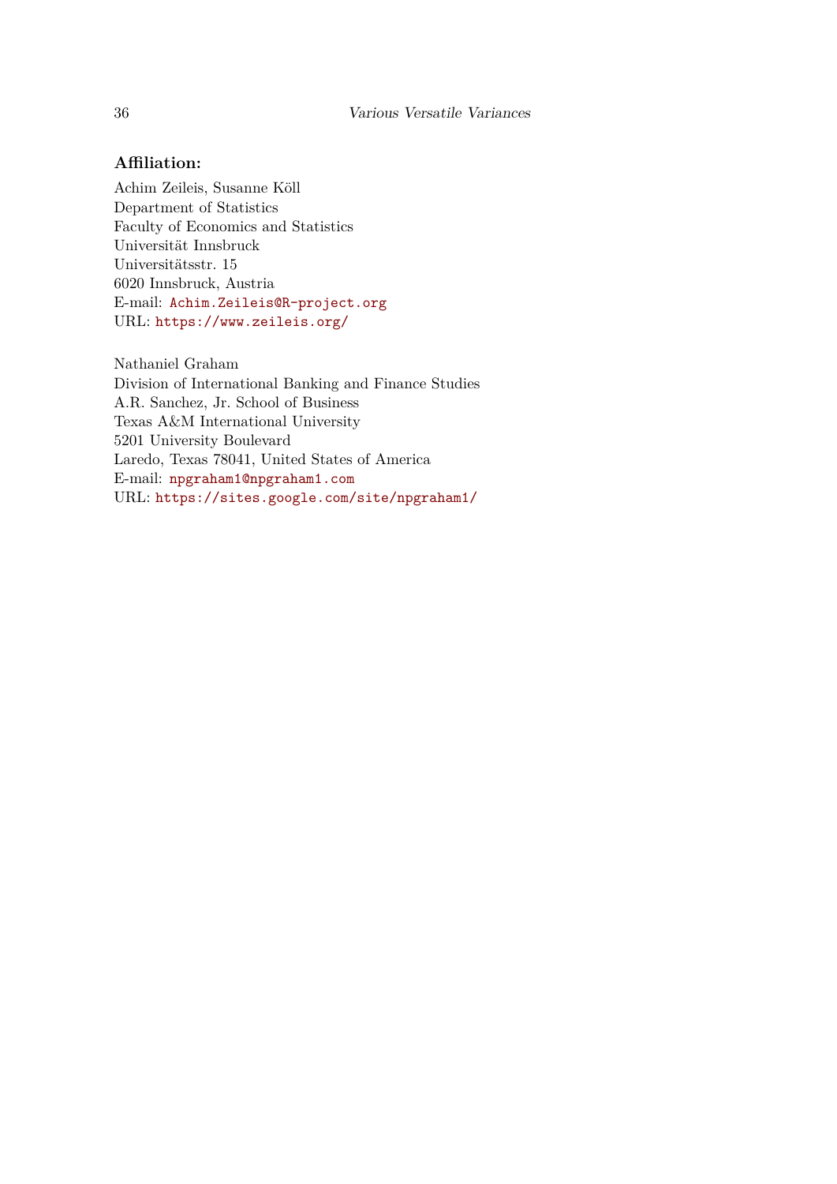**Affiliation:**

Achim Zeileis, Susanne Köll
Department of Statistics
Faculty of Economics and Statistics
Universität Innsbruck
Universitätsstr. 15
6020 Innsbruck, Austria
E-mail: Achim.Zeileis@R-project.org
URL: https://www.zeileis.org/

Nathaniel Graham
Division of International Banking and Finance Studies
A.R. Sanchez, Jr. School of Business
Texas A&M International University
5201 University Boulevard
Laredo, Texas 78041, United States of America
E-mail: npgraham1@npgraham1.com
URL: https://sites.google.com/site/npgraham1/